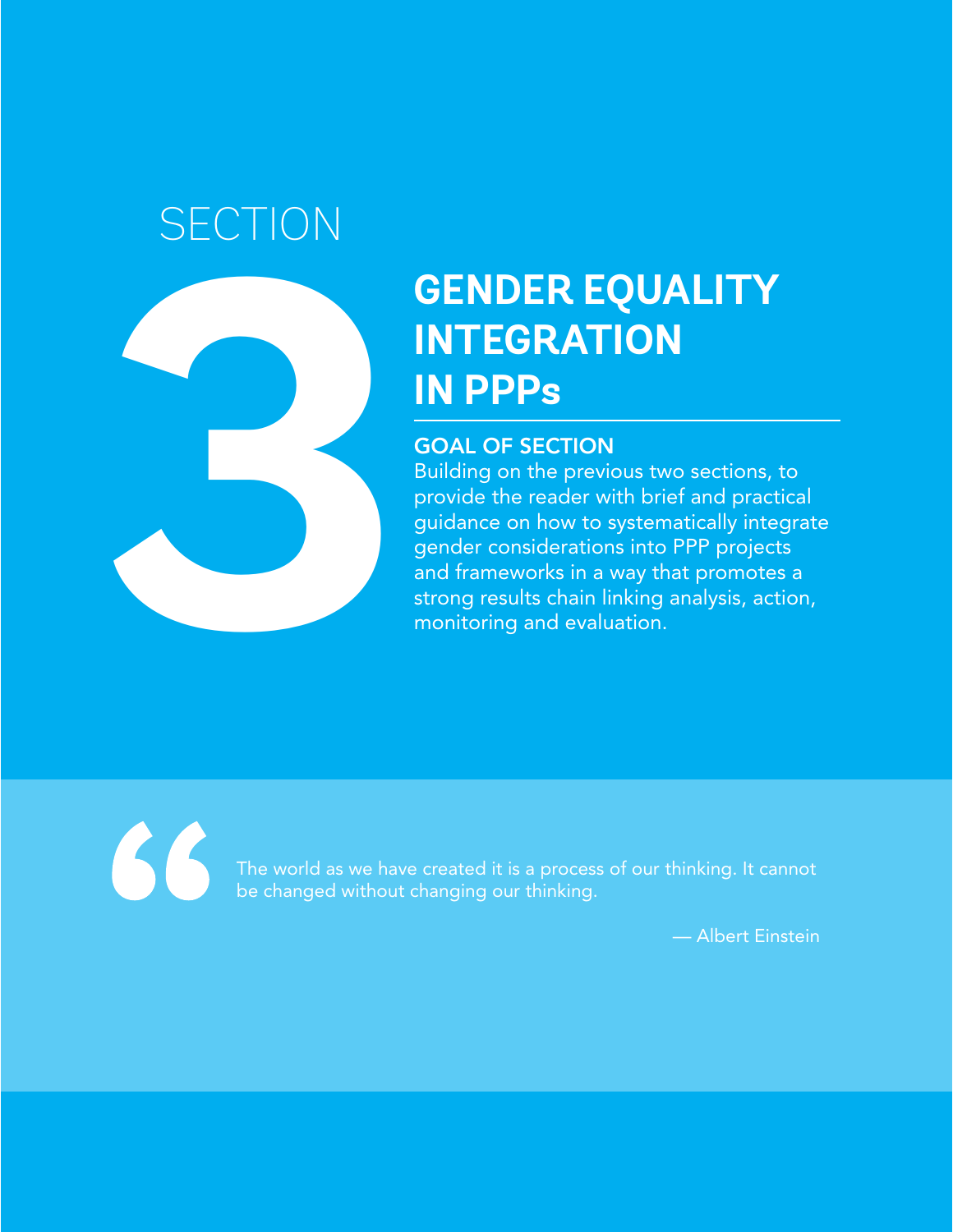SECTION

# 3 GENDER EQUALITY INTEGRATION IN PPPs

## GOAL OF SECTION

Building on the previous two sections, to provide the reader with brief and practical guidance on how to systematically integrate gender considerations into PPP projects and frameworks in a way that promotes a strong results chain linking analysis, action, monitoring and evaluation.

> The world as we have created it is a process of our thinking. It cannot be changed without changing our thinking.
>
> — Albert Einstein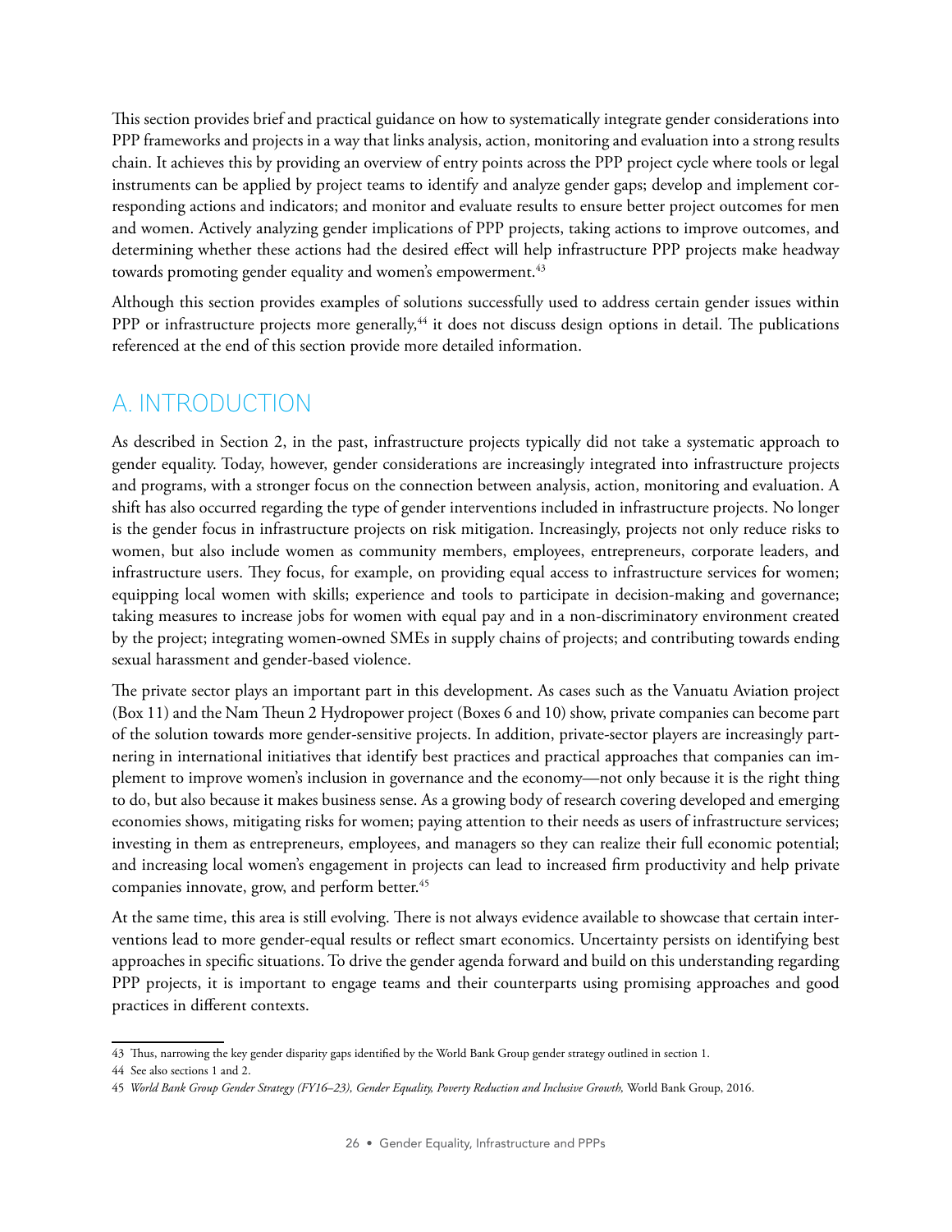This section provides brief and practical guidance on how to systematically integrate gender considerations into PPP frameworks and projects in a way that links analysis, action, monitoring and evaluation into a strong results chain. It achieves this by providing an overview of entry points across the PPP project cycle where tools or legal instruments can be applied by project teams to identify and analyze gender gaps; develop and implement corresponding actions and indicators; and monitor and evaluate results to ensure better project outcomes for men and women. Actively analyzing gender implications of PPP projects, taking actions to improve outcomes, and determining whether these actions had the desired effect will help infrastructure PPP projects make headway towards promoting gender equality and women's empowerment.[43]

Although this section provides examples of solutions successfully used to address certain gender issues within PPP or infrastructure projects more generally,[44] it does not discuss design options in detail. The publications referenced at the end of this section provide more detailed information.

## A. INTRODUCTION

As described in Section 2, in the past, infrastructure projects typically did not take a systematic approach to gender equality. Today, however, gender considerations are increasingly integrated into infrastructure projects and programs, with a stronger focus on the connection between analysis, action, monitoring and evaluation. A shift has also occurred regarding the type of gender interventions included in infrastructure projects. No longer is the gender focus in infrastructure projects on risk mitigation. Increasingly, projects not only reduce risks to women, but also include women as community members, employees, entrepreneurs, corporate leaders, and infrastructure users. They focus, for example, on providing equal access to infrastructure services for women; equipping local women with skills; experience and tools to participate in decision-making and governance; taking measures to increase jobs for women with equal pay and in a non-discriminatory environment created by the project; integrating women-owned SMEs in supply chains of projects; and contributing towards ending sexual harassment and gender-based violence.

The private sector plays an important part in this development. As cases such as the Vanuatu Aviation project (Box 11) and the Nam Theun 2 Hydropower project (Boxes 6 and 10) show, private companies can become part of the solution towards more gender-sensitive projects. In addition, private-sector players are increasingly partnering in international initiatives that identify best practices and practical approaches that companies can implement to improve women's inclusion in governance and the economy—not only because it is the right thing to do, but also because it makes business sense. As a growing body of research covering developed and emerging economies shows, mitigating risks for women; paying attention to their needs as users of infrastructure services; investing in them as entrepreneurs, employees, and managers so they can realize their full economic potential; and increasing local women's engagement in projects can lead to increased firm productivity and help private companies innovate, grow, and perform better.[45]

At the same time, this area is still evolving. There is not always evidence available to showcase that certain interventions lead to more gender-equal results or reflect smart economics. Uncertainty persists on identifying best approaches in specific situations. To drive the gender agenda forward and build on this understanding regarding PPP projects, it is important to engage teams and their counterparts using promising approaches and good practices in different contexts.

---

43 Thus, narrowing the key gender disparity gaps identified by the World Bank Group gender strategy outlined in section 1.

44 See also sections 1 and 2.

45 *World Bank Group Gender Strategy (FY16–23), Gender Equality, Poverty Reduction and Inclusive Growth,* World Bank Group, 2016.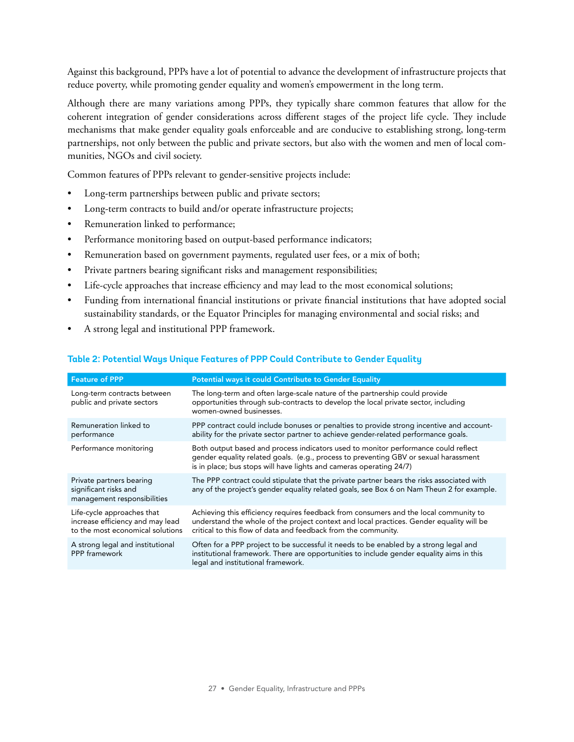Against this background, PPPs have a lot of potential to advance the development of infrastructure projects that reduce poverty, while promoting gender equality and women's empowerment in the long term.

Although there are many variations among PPPs, they typically share common features that allow for the coherent integration of gender considerations across different stages of the project life cycle. They include mechanisms that make gender equality goals enforceable and are conducive to establishing strong, long-term partnerships, not only between the public and private sectors, but also with the women and men of local communities, NGOs and civil society.

Common features of PPPs relevant to gender-sensitive projects include:

- Long-term partnerships between public and private sectors;
- Long-term contracts to build and/or operate infrastructure projects;
- Remuneration linked to performance;
- Performance monitoring based on output-based performance indicators;
- Remuneration based on government payments, regulated user fees, or a mix of both;
- Private partners bearing significant risks and management responsibilities;
- Life-cycle approaches that increase efficiency and may lead to the most economical solutions;
- Funding from international financial institutions or private financial institutions that have adopted social sustainability standards, or the Equator Principles for managing environmental and social risks; and
- A strong legal and institutional PPP framework.

**Table 2: Potential Ways Unique Features of PPP Could Contribute to Gender Equality**

| Feature of PPP | Potential ways it could Contribute to Gender Equality |
|---|---|
| Long-term contracts between public and private sectors | The long-term and often large-scale nature of the partnership could provide opportunities through sub-contracts to develop the local private sector, including women-owned businesses. |
| Remuneration linked to performance | PPP contract could include bonuses or penalties to provide strong incentive and accountability for the private sector partner to achieve gender-related performance goals. |
| Performance monitoring | Both output based and process indicators used to monitor performance could reflect gender equality related goals. (e.g., process to preventing GBV or sexual harassment is in place; bus stops will have lights and cameras operating 24/7) |
| Private partners bearing significant risks and management responsibilities | The PPP contract could stipulate that the private partner bears the risks associated with any of the project's gender equality related goals, see Box 6 on Nam Theun 2 for example. |
| Life-cycle approaches that increase efficiency and may lead to the most economical solutions | Achieving this efficiency requires feedback from consumers and the local community to understand the whole of the project context and local practices. Gender equality will be critical to this flow of data and feedback from the community. |
| A strong legal and institutional PPP framework | Often for a PPP project to be successful it needs to be enabled by a strong legal and institutional framework. There are opportunities to include gender equality aims in this legal and institutional framework. |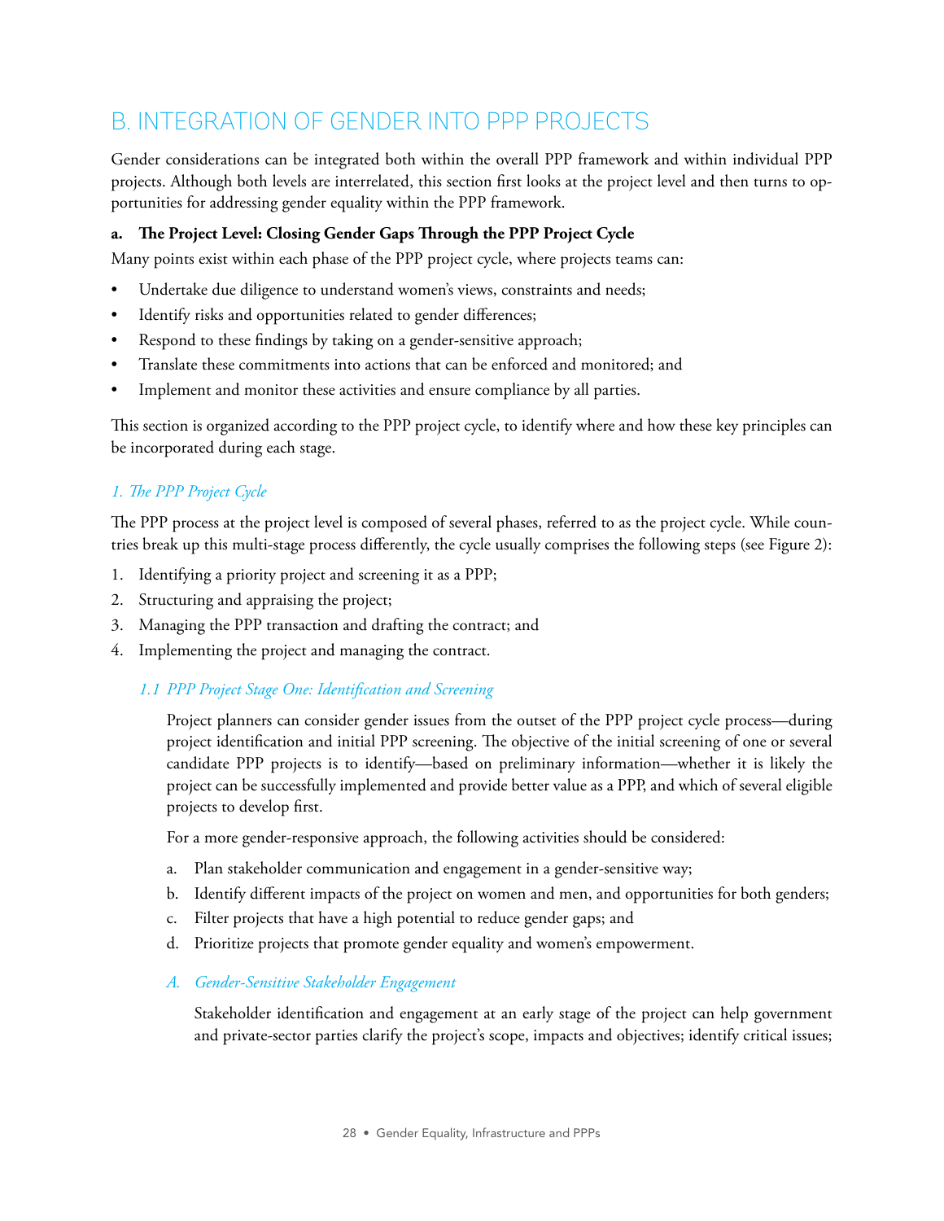## B. INTEGRATION OF GENDER INTO PPP PROJECTS

Gender considerations can be integrated both within the overall PPP framework and within individual PPP projects. Although both levels are interrelated, this section first looks at the project level and then turns to opportunities for addressing gender equality within the PPP framework.

**a. The Project Level: Closing Gender Gaps Through the PPP Project Cycle**

Many points exist within each phase of the PPP project cycle, where projects teams can:

- Undertake due diligence to understand women's views, constraints and needs;
- Identify risks and opportunities related to gender differences;
- Respond to these findings by taking on a gender-sensitive approach;
- Translate these commitments into actions that can be enforced and monitored; and
- Implement and monitor these activities and ensure compliance by all parties.

This section is organized according to the PPP project cycle, to identify where and how these key principles can be incorporated during each stage.

### *1. The PPP Project Cycle*

The PPP process at the project level is composed of several phases, referred to as the project cycle. While countries break up this multi-stage process differently, the cycle usually comprises the following steps (see Figure 2):

1. Identifying a priority project and screening it as a PPP;
2. Structuring and appraising the project;
3. Managing the PPP transaction and drafting the contract; and
4. Implementing the project and managing the contract.

#### *1.1 PPP Project Stage One: Identification and Screening*

Project planners can consider gender issues from the outset of the PPP project cycle process—during project identification and initial PPP screening. The objective of the initial screening of one or several candidate PPP projects is to identify—based on preliminary information—whether it is likely the project can be successfully implemented and provide better value as a PPP, and which of several eligible projects to develop first.

For a more gender-responsive approach, the following activities should be considered:

a. Plan stakeholder communication and engagement in a gender-sensitive way;
b. Identify different impacts of the project on women and men, and opportunities for both genders;
c. Filter projects that have a high potential to reduce gender gaps; and
d. Prioritize projects that promote gender equality and women's empowerment.

##### *A. Gender-Sensitive Stakeholder Engagement*

Stakeholder identification and engagement at an early stage of the project can help government and private-sector parties clarify the project's scope, impacts and objectives; identify critical issues;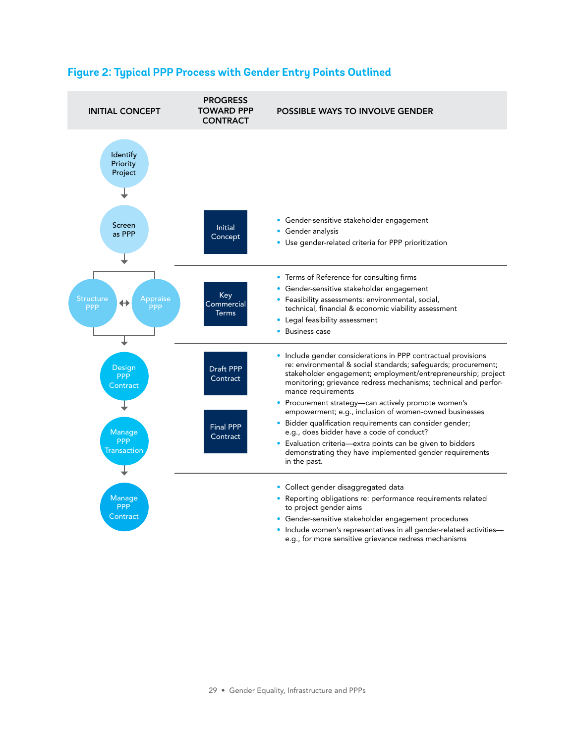## Figure 2: Typical PPP Process with Gender Entry Points Outlined

| INITIAL CONCEPT | PROGRESS TOWARD PPP CONTRACT | POSSIBLE WAYS TO INVOLVE GENDER |
|---|---|---|
| Identify Priority Project | | |
| Screen as PPP | Initial Concept | • Gender-sensitive stakeholder engagement<br>• Gender analysis<br>• Use gender-related criteria for PPP prioritization |
| Structure PPP ↔ Appraise PPP | Key Commercial Terms | • Terms of Reference for consulting firms<br>• Gender-sensitive stakeholder engagement<br>• Feasibility assessments: environmental, social, technical, financial & economic viability assessment<br>• Legal feasibility assessment<br>• Business case |
| Design PPP Contract<br>Manage PPP Transaction | Draft PPP Contract<br>Final PPP Contract | • Include gender considerations in PPP contractual provisions re: environmental & social standards; safeguards; procurement; stakeholder engagement; employment/entrepreneurship; project monitoring; grievance redress mechanisms; technical and performance requirements<br>• Procurement strategy—can actively promote women's empowerment; e.g., inclusion of women-owned businesses<br>• Bidder qualification requirements can consider gender; e.g., does bidder have a code of conduct?<br>• Evaluation criteria—extra points can be given to bidders demonstrating they have implemented gender requirements in the past. |
| Manage PPP Contract | | • Collect gender disaggregated data<br>• Reporting obligations re: performance requirements related to project gender aims<br>• Gender-sensitive stakeholder engagement procedures<br>• Include women's representatives in all gender-related activities—e.g., for more sensitive grievance redress mechanisms |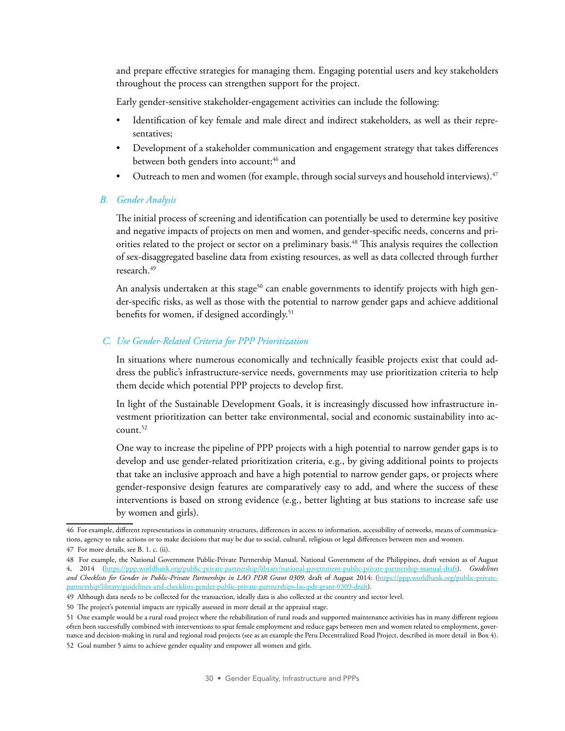and prepare effective strategies for managing them. Engaging potential users and key stakeholders throughout the process can strengthen support for the project.

Early gender-sensitive stakeholder-engagement activities can include the following:

- Identification of key female and male direct and indirect stakeholders, as well as their representatives;
- Development of a stakeholder communication and engagement strategy that takes differences between both genders into account;[46] and
- Outreach to men and women (for example, through social surveys and household interviews).[47]

### *B. Gender Analysis*

The initial process of screening and identification can potentially be used to determine key positive and negative impacts of projects on men and women, and gender-specific needs, concerns and priorities related to the project or sector on a preliminary basis.[48] This analysis requires the collection of sex-disaggregated baseline data from existing resources, as well as data collected through further research.[49]

An analysis undertaken at this stage[50] can enable governments to identify projects with high gender-specific risks, as well as those with the potential to narrow gender gaps and achieve additional benefits for women, if designed accordingly.[51]

### *C. Use Gender-Related Criteria for PPP Prioritization*

In situations where numerous economically and technically feasible projects exist that could address the public's infrastructure-service needs, governments may use prioritization criteria to help them decide which potential PPP projects to develop first.

In light of the Sustainable Development Goals, it is increasingly discussed how infrastructure investment prioritization can better take environmental, social and economic sustainability into account.[52]

One way to increase the pipeline of PPP projects with a high potential to narrow gender gaps is to develop and use gender-related prioritization criteria, e.g., by giving additional points to projects that take an inclusive approach and have a high potential to narrow gender gaps, or projects where gender-responsive design features are comparatively easy to add, and where the success of these interventions is based on strong evidence (e.g., better lighting at bus stations to increase safe use by women and girls).

---

46 For example, different representations in community structures, differences in access to information, accessibility of networks, means of communications, agency to take actions or to make decisions that may be due to social, cultural, religious or legal differences between men and women.

47 For more details, see B. 1. c. (ii).

48 For example, the National Government Public-Private Partnership Manual, National Government of the Philippines, draft version as of August 4, 2014 (https://ppp.worldbank.org/public-private-partnership/library/national-government-public-private-partnership-manual-draft). *Guidelines and Checklists for Gender in Public-Private Partnerships in LAO PDR Grant 0309,* draft of August 2014: (https://ppp.worldbank.org/public-private-partnership/library/guidelines-and-checklists-gender-public-private-partnerships-lao-pdr-grant-0309-draft).

49 Although data needs to be collected for the transaction, ideally data is also collected at the country and sector level.

50 The project's potential impacts are typically assessed in more detail at the appraisal stage.

51 One example would be a rural road project where the rehabilitation of rural roads and supported maintenance activities has in many different regions often been successfully combined with interventions to spur female employment and reduce gaps between men and women related to employment, governance and decision-making in rural and regional road projects (see as an example the Peru Decentralized Road Project, described in more detail in Box 4).

52 Goal number 5 aims to achieve gender equality and empower all women and girls.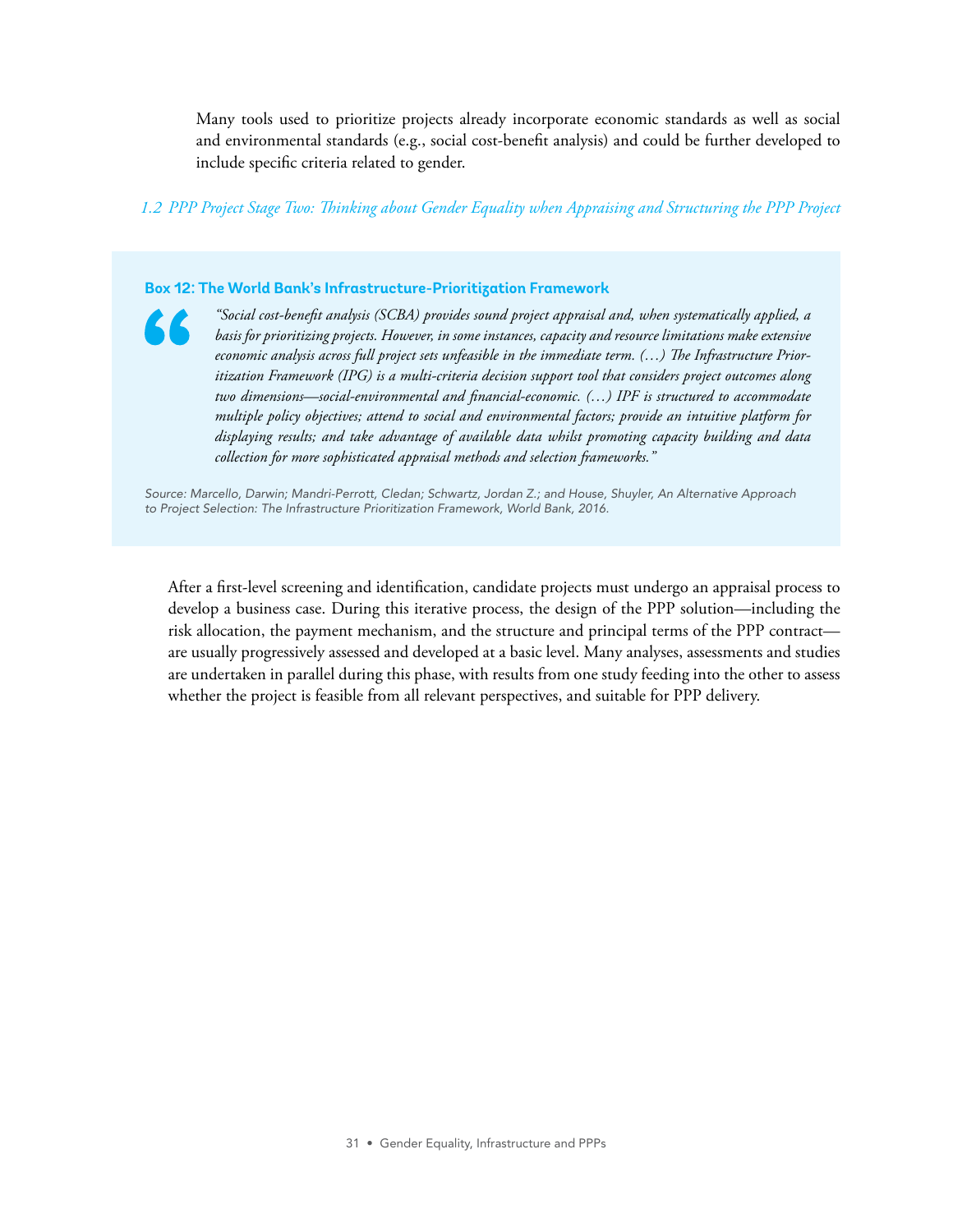Many tools used to prioritize projects already incorporate economic standards as well as social and environmental standards (e.g., social cost-benefit analysis) and could be further developed to include specific criteria related to gender.

### *1.2 PPP Project Stage Two: Thinking about Gender Equality when Appraising and Structuring the PPP Project*

> **Box 12: The World Bank's Infrastructure-Prioritization Framework**
>
> *"Social cost-benefit analysis (SCBA) provides sound project appraisal and, when systematically applied, a basis for prioritizing projects. However, in some instances, capacity and resource limitations make extensive economic analysis across full project sets unfeasible in the immediate term. (…) The Infrastructure Prioritization Framework (IPG) is a multi-criteria decision support tool that considers project outcomes along two dimensions—social-environmental and financial-economic. (…) IPF is structured to accommodate multiple policy objectives; attend to social and environmental factors; provide an intuitive platform for displaying results; and take advantage of available data whilst promoting capacity building and data collection for more sophisticated appraisal methods and selection frameworks."*
>
> *Source: Marcello, Darwin; Mandri-Perrott, Cledan; Schwartz, Jordan Z.; and House, Shuyler, An Alternative Approach to Project Selection: The Infrastructure Prioritization Framework, World Bank, 2016.*

After a first-level screening and identification, candidate projects must undergo an appraisal process to develop a business case. During this iterative process, the design of the PPP solution—including the risk allocation, the payment mechanism, and the structure and principal terms of the PPP contract—are usually progressively assessed and developed at a basic level. Many analyses, assessments and studies are undertaken in parallel during this phase, with results from one study feeding into the other to assess whether the project is feasible from all relevant perspectives, and suitable for PPP delivery.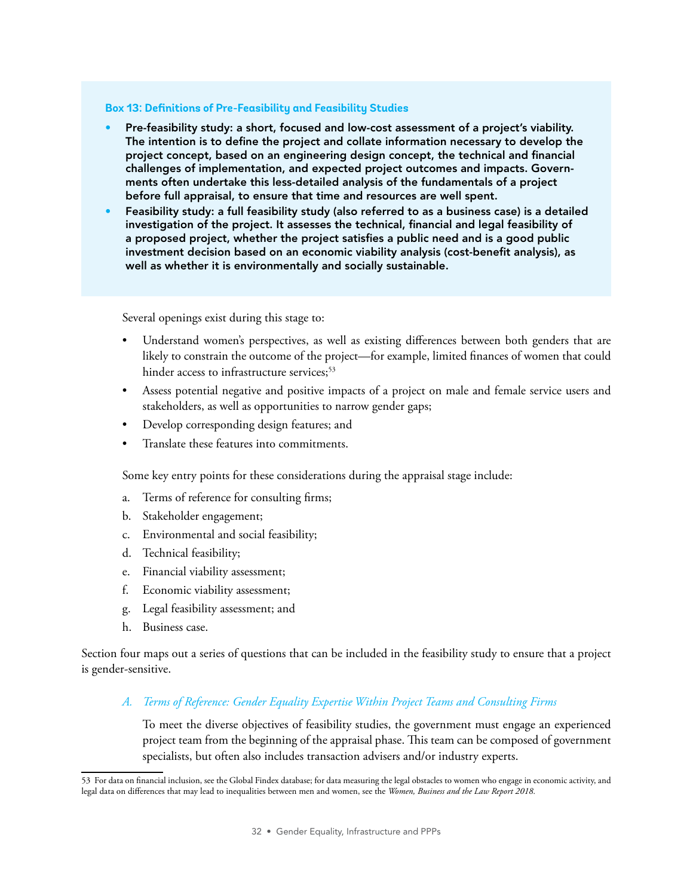**Box 13: Definitions of Pre-Feasibility and Feasibility Studies**

- **Pre-feasibility study: a short, focused and low-cost assessment of a project's viability. The intention is to define the project and collate information necessary to develop the project concept, based on an engineering design concept, the technical and financial challenges of implementation, and expected project outcomes and impacts. Governments often undertake this less-detailed analysis of the fundamentals of a project before full appraisal, to ensure that time and resources are well spent.**
- **Feasibility study: a full feasibility study (also referred to as a business case) is a detailed investigation of the project. It assesses the technical, financial and legal feasibility of a proposed project, whether the project satisfies a public need and is a good public investment decision based on an economic viability analysis (cost-benefit analysis), as well as whether it is environmentally and socially sustainable.**

Several openings exist during this stage to:

- Understand women's perspectives, as well as existing differences between both genders that are likely to constrain the outcome of the project—for example, limited finances of women that could hinder access to infrastructure services;[53]
- Assess potential negative and positive impacts of a project on male and female service users and stakeholders, as well as opportunities to narrow gender gaps;
- Develop corresponding design features; and
- Translate these features into commitments.

Some key entry points for these considerations during the appraisal stage include:

a. Terms of reference for consulting firms;
b. Stakeholder engagement;
c. Environmental and social feasibility;
d. Technical feasibility;
e. Financial viability assessment;
f. Economic viability assessment;
g. Legal feasibility assessment; and
h. Business case.

Section four maps out a series of questions that can be included in the feasibility study to ensure that a project is gender-sensitive.

### *A. Terms of Reference: Gender Equality Expertise Within Project Teams and Consulting Firms*

To meet the diverse objectives of feasibility studies, the government must engage an experienced project team from the beginning of the appraisal phase. This team can be composed of government specialists, but often also includes transaction advisers and/or industry experts.

53 For data on financial inclusion, see the Global Findex database; for data measuring the legal obstacles to women who engage in economic activity, and legal data on differences that may lead to inequalities between men and women, see the *Women, Business and the Law Report 2018.*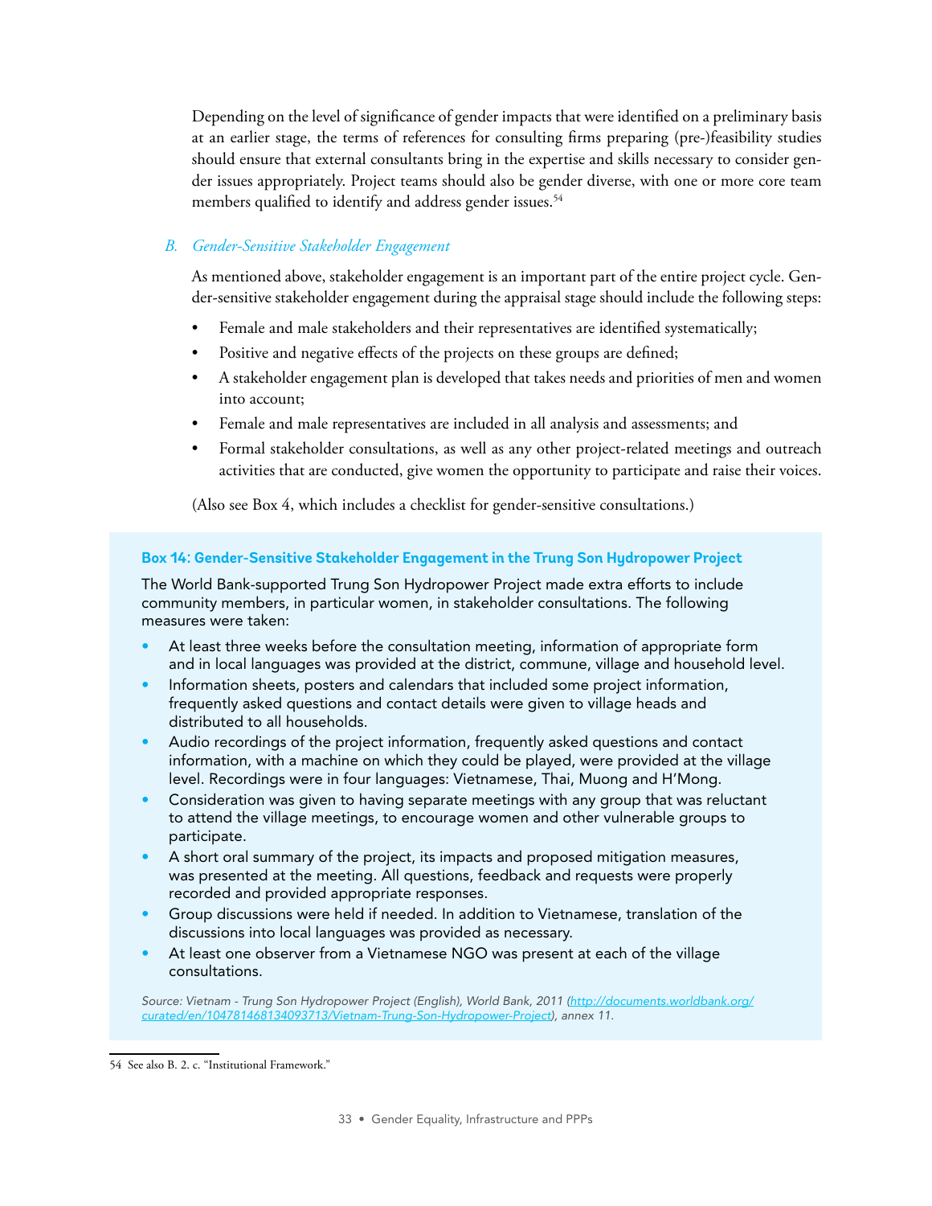Depending on the level of significance of gender impacts that were identified on a preliminary basis at an earlier stage, the terms of references for consulting firms preparing (pre-)feasibility studies should ensure that external consultants bring in the expertise and skills necessary to consider gender issues appropriately. Project teams should also be gender diverse, with one or more core team members qualified to identify and address gender issues.[54]

### *B. Gender-Sensitive Stakeholder Engagement*

As mentioned above, stakeholder engagement is an important part of the entire project cycle. Gender-sensitive stakeholder engagement during the appraisal stage should include the following steps:

- Female and male stakeholders and their representatives are identified systematically;
- Positive and negative effects of the projects on these groups are defined;
- A stakeholder engagement plan is developed that takes needs and priorities of men and women into account;
- Female and male representatives are included in all analysis and assessments; and
- Formal stakeholder consultations, as well as any other project-related meetings and outreach activities that are conducted, give women the opportunity to participate and raise their voices.

(Also see Box 4, which includes a checklist for gender-sensitive consultations.)

**Box 14: Gender-Sensitive Stakeholder Engagement in the Trung Son Hydropower Project**

The World Bank-supported Trung Son Hydropower Project made extra efforts to include community members, in particular women, in stakeholder consultations. The following measures were taken:

- At least three weeks before the consultation meeting, information of appropriate form and in local languages was provided at the district, commune, village and household level.
- Information sheets, posters and calendars that included some project information, frequently asked questions and contact details were given to village heads and distributed to all households.
- Audio recordings of the project information, frequently asked questions and contact information, with a machine on which they could be played, were provided at the village level. Recordings were in four languages: Vietnamese, Thai, Muong and H'Mong.
- Consideration was given to having separate meetings with any group that was reluctant to attend the village meetings, to encourage women and other vulnerable groups to participate.
- A short oral summary of the project, its impacts and proposed mitigation measures, was presented at the meeting. All questions, feedback and requests were properly recorded and provided appropriate responses.
- Group discussions were held if needed. In addition to Vietnamese, translation of the discussions into local languages was provided as necessary.
- At least one observer from a Vietnamese NGO was present at each of the village consultations.

*Source: Vietnam - Trung Son Hydropower Project (English), World Bank, 2011 (http://documents.worldbank.org/curated/en/104781468134093713/Vietnam-Trung-Son-Hydropower-Project), annex 11.*

---

54 See also B. 2. c. "Institutional Framework."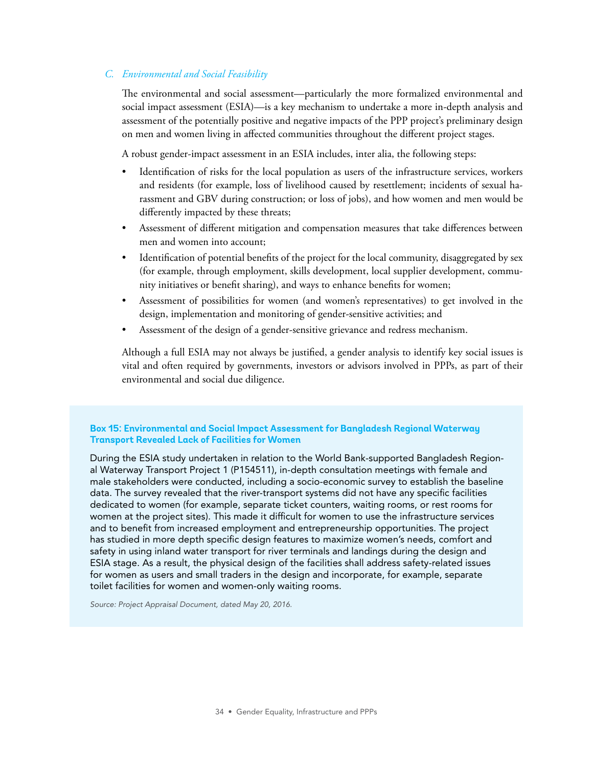### *C. Environmental and Social Feasibility*

The environmental and social assessment—particularly the more formalized environmental and social impact assessment (ESIA)—is a key mechanism to undertake a more in-depth analysis and assessment of the potentially positive and negative impacts of the PPP project's preliminary design on men and women living in affected communities throughout the different project stages.

A robust gender-impact assessment in an ESIA includes, inter alia, the following steps:

- Identification of risks for the local population as users of the infrastructure services, workers and residents (for example, loss of livelihood caused by resettlement; incidents of sexual harassment and GBV during construction; or loss of jobs), and how women and men would be differently impacted by these threats;
- Assessment of different mitigation and compensation measures that take differences between men and women into account;
- Identification of potential benefits of the project for the local community, disaggregated by sex (for example, through employment, skills development, local supplier development, community initiatives or benefit sharing), and ways to enhance benefits for women;
- Assessment of possibilities for women (and women's representatives) to get involved in the design, implementation and monitoring of gender-sensitive activities; and
- Assessment of the design of a gender-sensitive grievance and redress mechanism.

Although a full ESIA may not always be justified, a gender analysis to identify key social issues is vital and often required by governments, investors or advisors involved in PPPs, as part of their environmental and social due diligence.

**Box 15: Environmental and Social Impact Assessment for Bangladesh Regional Waterway Transport Revealed Lack of Facilities for Women**

During the ESIA study undertaken in relation to the World Bank-supported Bangladesh Regional Waterway Transport Project 1 (P154511), in-depth consultation meetings with female and male stakeholders were conducted, including a socio-economic survey to establish the baseline data. The survey revealed that the river-transport systems did not have any specific facilities dedicated to women (for example, separate ticket counters, waiting rooms, or rest rooms for women at the project sites). This made it difficult for women to use the infrastructure services and to benefit from increased employment and entrepreneurship opportunities. The project has studied in more depth specific design features to maximize women's needs, comfort and safety in using inland water transport for river terminals and landings during the design and ESIA stage. As a result, the physical design of the facilities shall address safety-related issues for women as users and small traders in the design and incorporate, for example, separate toilet facilities for women and women-only waiting rooms.

*Source: Project Appraisal Document, dated May 20, 2016.*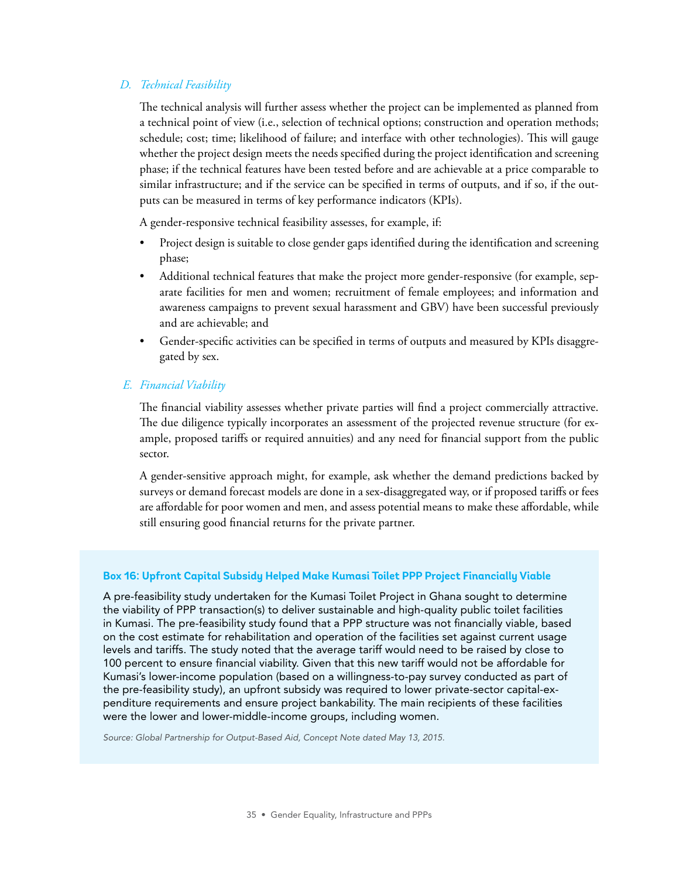### *D. Technical Feasibility*

The technical analysis will further assess whether the project can be implemented as planned from a technical point of view (i.e., selection of technical options; construction and operation methods; schedule; cost; time; likelihood of failure; and interface with other technologies). This will gauge whether the project design meets the needs specified during the project identification and screening phase; if the technical features have been tested before and are achievable at a price comparable to similar infrastructure; and if the service can be specified in terms of outputs, and if so, if the outputs can be measured in terms of key performance indicators (KPIs).

A gender-responsive technical feasibility assesses, for example, if:

- Project design is suitable to close gender gaps identified during the identification and screening phase;
- Additional technical features that make the project more gender-responsive (for example, separate facilities for men and women; recruitment of female employees; and information and awareness campaigns to prevent sexual harassment and GBV) have been successful previously and are achievable; and
- Gender-specific activities can be specified in terms of outputs and measured by KPIs disaggregated by sex.

### *E. Financial Viability*

The financial viability assesses whether private parties will find a project commercially attractive. The due diligence typically incorporates an assessment of the projected revenue structure (for example, proposed tariffs or required annuities) and any need for financial support from the public sector.

A gender-sensitive approach might, for example, ask whether the demand predictions backed by surveys or demand forecast models are done in a sex-disaggregated way, or if proposed tariffs or fees are affordable for poor women and men, and assess potential means to make these affordable, while still ensuring good financial returns for the private partner.

**Box 16: Upfront Capital Subsidy Helped Make Kumasi Toilet PPP Project Financially Viable**

A pre-feasibility study undertaken for the Kumasi Toilet Project in Ghana sought to determine the viability of PPP transaction(s) to deliver sustainable and high-quality public toilet facilities in Kumasi. The pre-feasibility study found that a PPP structure was not financially viable, based on the cost estimate for rehabilitation and operation of the facilities set against current usage levels and tariffs. The study noted that the average tariff would need to be raised by close to 100 percent to ensure financial viability. Given that this new tariff would not be affordable for Kumasi's lower-income population (based on a willingness-to-pay survey conducted as part of the pre-feasibility study), an upfront subsidy was required to lower private-sector capital-expenditure requirements and ensure project bankability. The main recipients of these facilities were the lower and lower-middle-income groups, including women.

*Source: Global Partnership for Output-Based Aid, Concept Note dated May 13, 2015.*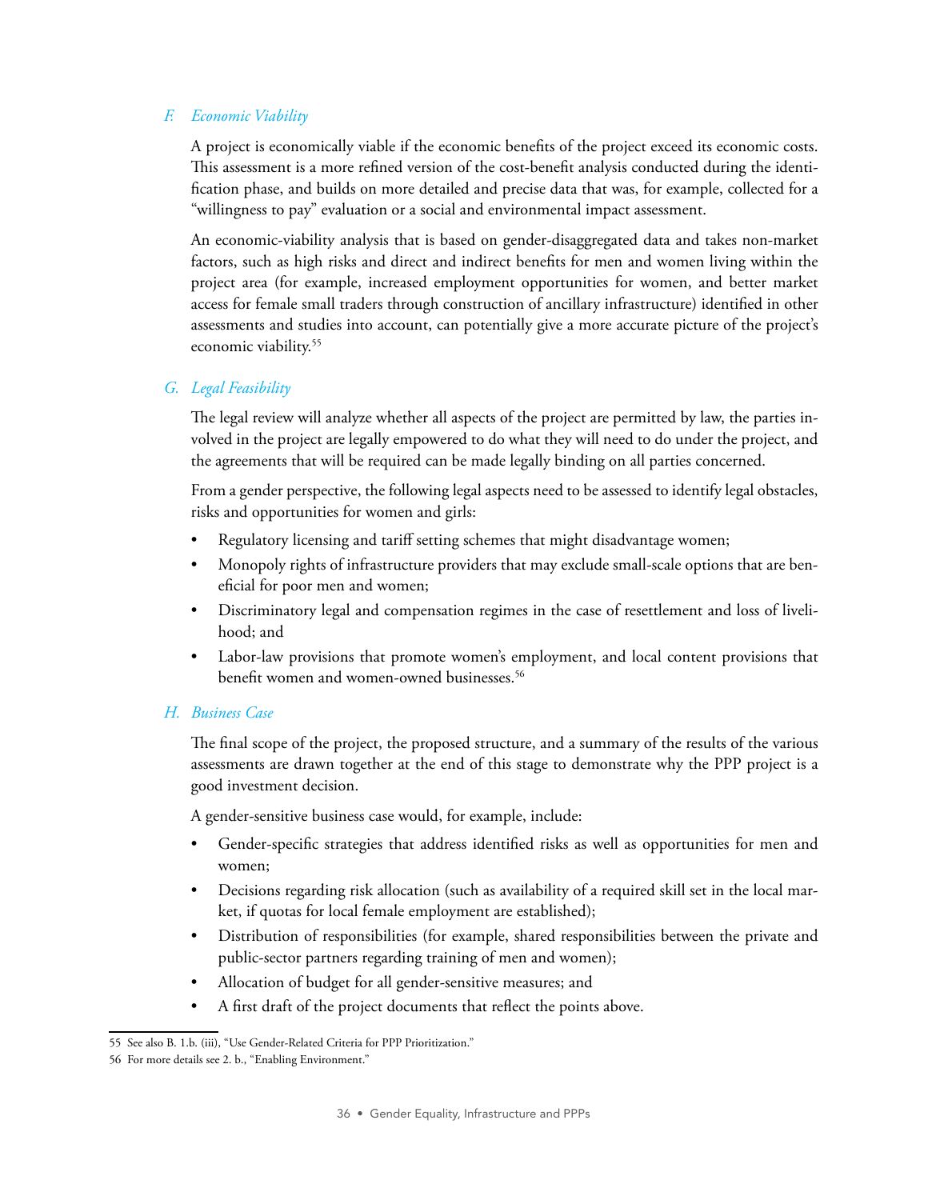### *F. Economic Viability*

A project is economically viable if the economic benefits of the project exceed its economic costs. This assessment is a more refined version of the cost-benefit analysis conducted during the identification phase, and builds on more detailed and precise data that was, for example, collected for a "willingness to pay" evaluation or a social and environmental impact assessment.

An economic-viability analysis that is based on gender-disaggregated data and takes non-market factors, such as high risks and direct and indirect benefits for men and women living within the project area (for example, increased employment opportunities for women, and better market access for female small traders through construction of ancillary infrastructure) identified in other assessments and studies into account, can potentially give a more accurate picture of the project's economic viability.[55]

### *G. Legal Feasibility*

The legal review will analyze whether all aspects of the project are permitted by law, the parties involved in the project are legally empowered to do what they will need to do under the project, and the agreements that will be required can be made legally binding on all parties concerned.

From a gender perspective, the following legal aspects need to be assessed to identify legal obstacles, risks and opportunities for women and girls:

- Regulatory licensing and tariff setting schemes that might disadvantage women;
- Monopoly rights of infrastructure providers that may exclude small-scale options that are beneficial for poor men and women;
- Discriminatory legal and compensation regimes in the case of resettlement and loss of livelihood; and
- Labor-law provisions that promote women's employment, and local content provisions that benefit women and women-owned businesses.[56]

### *H. Business Case*

The final scope of the project, the proposed structure, and a summary of the results of the various assessments are drawn together at the end of this stage to demonstrate why the PPP project is a good investment decision.

A gender-sensitive business case would, for example, include:

- Gender-specific strategies that address identified risks as well as opportunities for men and women;
- Decisions regarding risk allocation (such as availability of a required skill set in the local market, if quotas for local female employment are established);
- Distribution of responsibilities (for example, shared responsibilities between the private and public-sector partners regarding training of men and women);
- Allocation of budget for all gender-sensitive measures; and
- A first draft of the project documents that reflect the points above.

---

55 See also B. 1.b. (iii), "Use Gender-Related Criteria for PPP Prioritization."

56 For more details see 2. b., "Enabling Environment."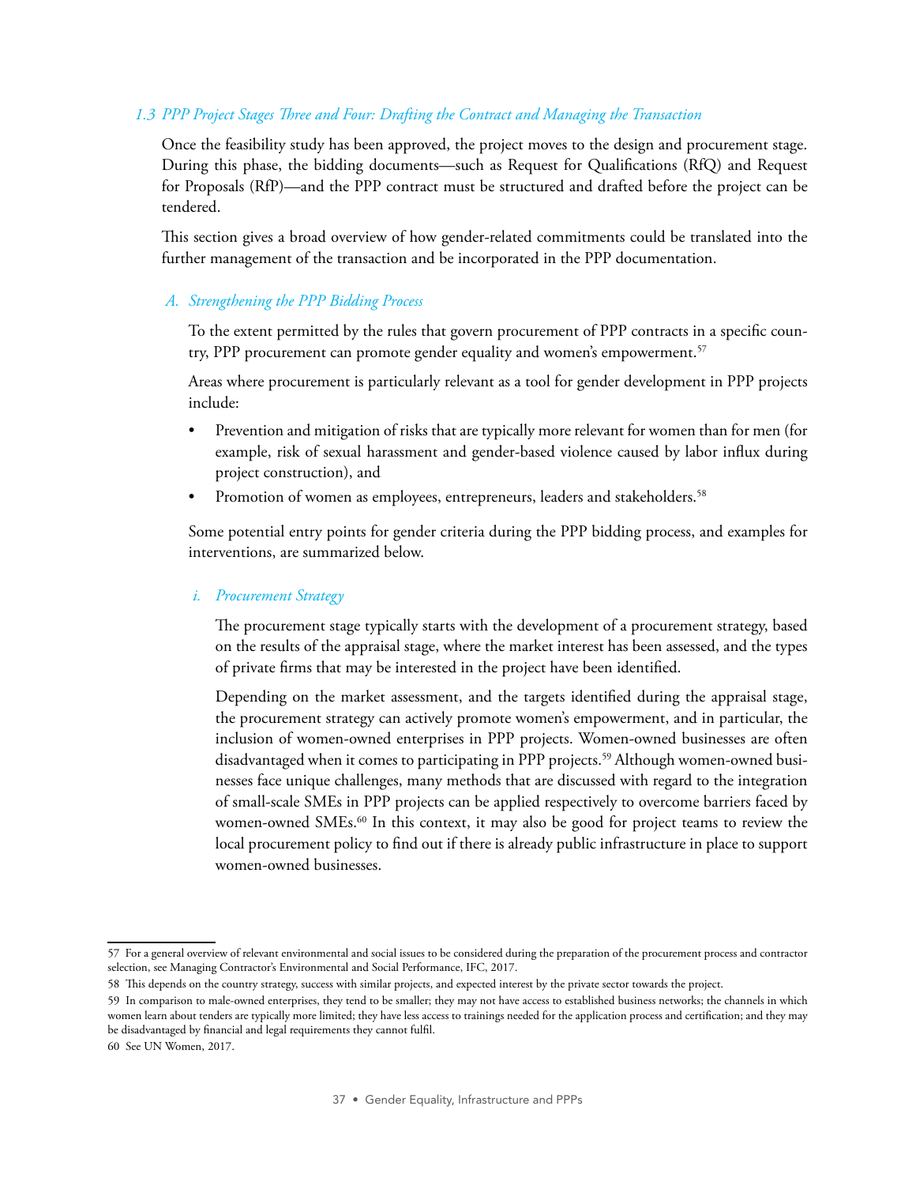### *1.3 PPP Project Stages Three and Four: Drafting the Contract and Managing the Transaction*

Once the feasibility study has been approved, the project moves to the design and procurement stage. During this phase, the bidding documents—such as Request for Qualifications (RfQ) and Request for Proposals (RfP)—and the PPP contract must be structured and drafted before the project can be tendered.

This section gives a broad overview of how gender-related commitments could be translated into the further management of the transaction and be incorporated in the PPP documentation.

#### *A. Strengthening the PPP Bidding Process*

To the extent permitted by the rules that govern procurement of PPP contracts in a specific country, PPP procurement can promote gender equality and women's empowerment.[57]

Areas where procurement is particularly relevant as a tool for gender development in PPP projects include:

- Prevention and mitigation of risks that are typically more relevant for women than for men (for example, risk of sexual harassment and gender-based violence caused by labor influx during project construction), and
- Promotion of women as employees, entrepreneurs, leaders and stakeholders.[58]

Some potential entry points for gender criteria during the PPP bidding process, and examples for interventions, are summarized below.

##### *i. Procurement Strategy*

The procurement stage typically starts with the development of a procurement strategy, based on the results of the appraisal stage, where the market interest has been assessed, and the types of private firms that may be interested in the project have been identified.

Depending on the market assessment, and the targets identified during the appraisal stage, the procurement strategy can actively promote women's empowerment, and in particular, the inclusion of women-owned enterprises in PPP projects. Women-owned businesses are often disadvantaged when it comes to participating in PPP projects.[59] Although women-owned businesses face unique challenges, many methods that are discussed with regard to the integration of small-scale SMEs in PPP projects can be applied respectively to overcome barriers faced by women-owned SMEs.[60] In this context, it may also be good for project teams to review the local procurement policy to find out if there is already public infrastructure in place to support women-owned businesses.

---

57 For a general overview of relevant environmental and social issues to be considered during the preparation of the procurement process and contractor selection, see Managing Contractor's Environmental and Social Performance, IFC, 2017.

58 This depends on the country strategy, success with similar projects, and expected interest by the private sector towards the project.

59 In comparison to male-owned enterprises, they tend to be smaller; they may not have access to established business networks; the channels in which women learn about tenders are typically more limited; they have less access to trainings needed for the application process and certification; and they may be disadvantaged by financial and legal requirements they cannot fulfil.

60 See UN Women, 2017.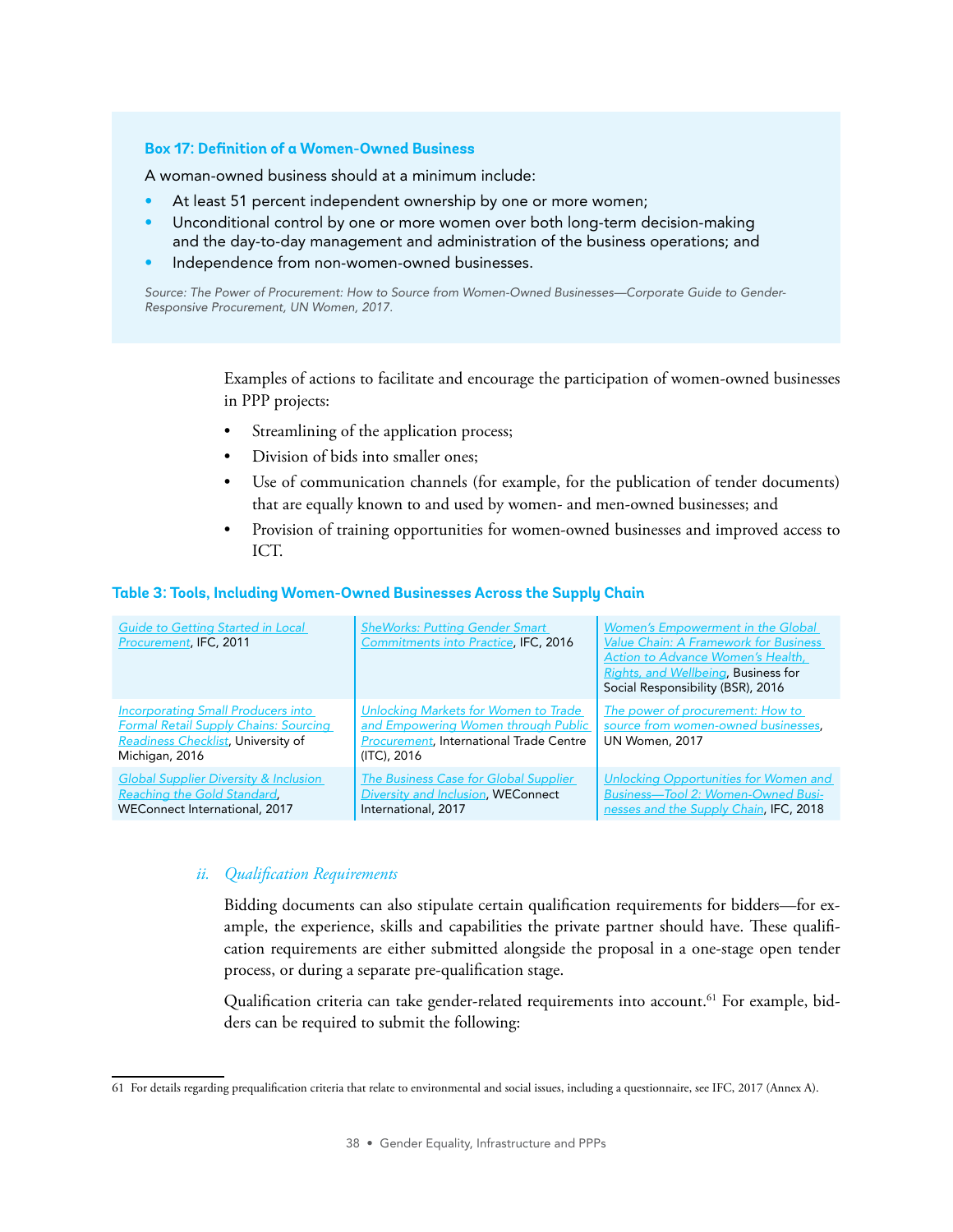**Box 17: Definition of a Women-Owned Business**

A woman-owned business should at a minimum include:

- At least 51 percent independent ownership by one or more women;
- Unconditional control by one or more women over both long-term decision-making and the day-to-day management and administration of the business operations; and
- Independence from non-women-owned businesses.

*Source: The Power of Procurement: How to Source from Women-Owned Businesses—Corporate Guide to Gender-Responsive Procurement, UN Women, 2017.*

Examples of actions to facilitate and encourage the participation of women-owned businesses in PPP projects:

- Streamlining of the application process;
- Division of bids into smaller ones;
- Use of communication channels (for example, for the publication of tender documents) that are equally known to and used by women- and men-owned businesses; and
- Provision of training opportunities for women-owned businesses and improved access to ICT.

**Table 3: Tools, Including Women-Owned Businesses Across the Supply Chain**

| | | |
|---|---|---|
| *Guide to Getting Started in Local Procurement*, IFC, 2011 | *SheWorks: Putting Gender Smart Commitments into Practice*, IFC, 2016 | *Women's Empowerment in the Global Value Chain: A Framework for Business Action to Advance Women's Health, Rights, and Wellbeing*, Business for Social Responsibility (BSR), 2016 |
| *Incorporating Small Producers into Formal Retail Supply Chains: Sourcing Readiness Checklist*, University of Michigan, 2016 | *Unlocking Markets for Women to Trade and Empowering Women through Public Procurement*, International Trade Centre (ITC), 2016 | *The power of procurement: How to source from women-owned businesses*, UN Women, 2017 |
| *Global Supplier Diversity & Inclusion Reaching the Gold Standard*, WEConnect International, 2017 | *The Business Case for Global Supplier Diversity and Inclusion*, WEConnect International, 2017 | *Unlocking Opportunities for Women and Business—Tool 2: Women-Owned Businesses and the Supply Chain*, IFC, 2018 |

*ii. Qualification Requirements*

Bidding documents can also stipulate certain qualification requirements for bidders—for example, the experience, skills and capabilities the private partner should have. These qualification requirements are either submitted alongside the proposal in a one-stage open tender process, or during a separate pre-qualification stage.

Qualification criteria can take gender-related requirements into account.[61] For example, bidders can be required to submit the following:

---

61 For details regarding prequalification criteria that relate to environmental and social issues, including a questionnaire, see IFC, 2017 (Annex A).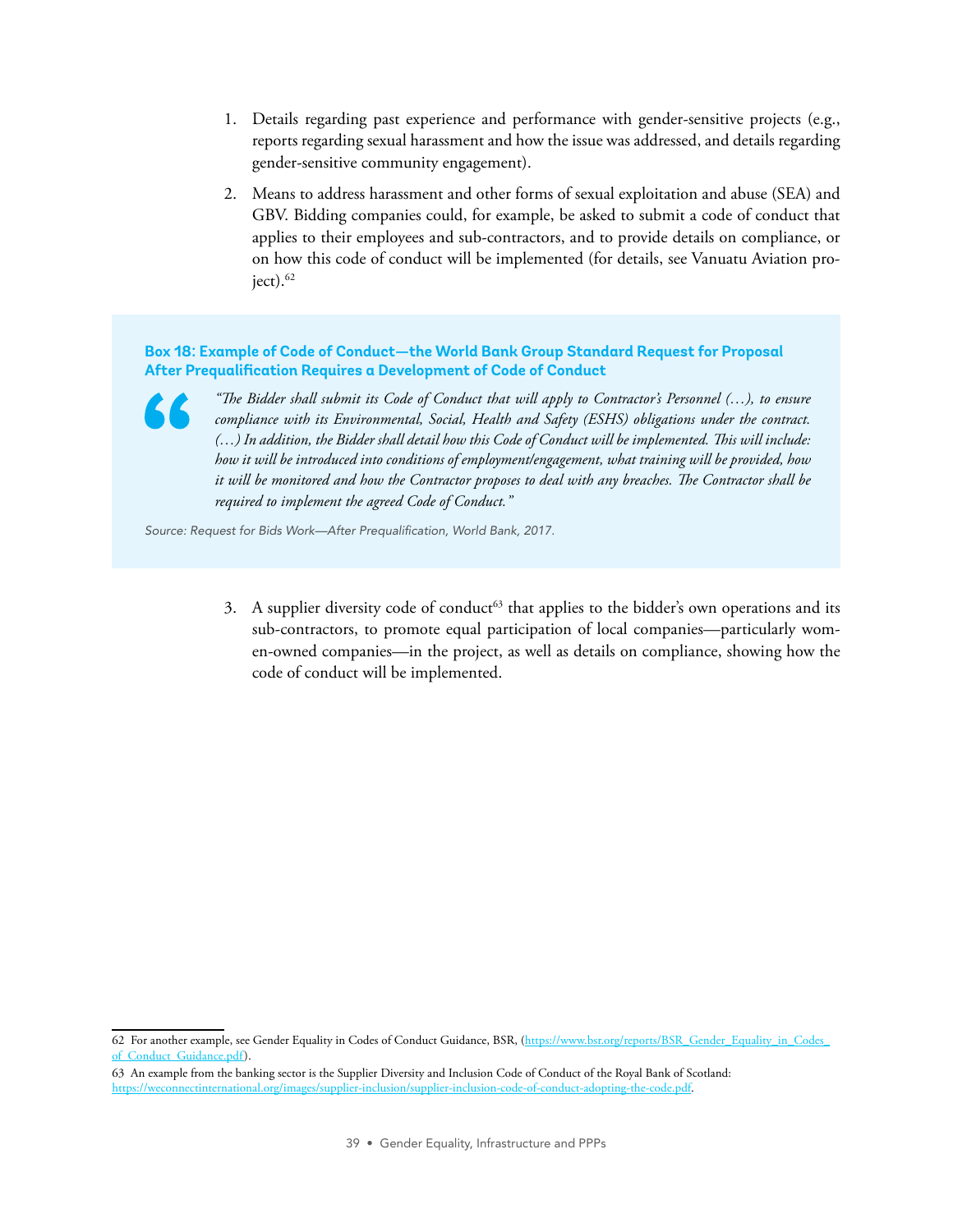1. Details regarding past experience and performance with gender-sensitive projects (e.g., reports regarding sexual harassment and how the issue was addressed, and details regarding gender-sensitive community engagement).

2. Means to address harassment and other forms of sexual exploitation and abuse (SEA) and GBV. Bidding companies could, for example, be asked to submit a code of conduct that applies to their employees and sub-contractors, and to provide details on compliance, or on how this code of conduct will be implemented (for details, see Vanuatu Aviation project).[62]

**Box 18: Example of Code of Conduct—the World Bank Group Standard Request for Proposal After Prequalification Requires a Development of Code of Conduct**

> *"The Bidder shall submit its Code of Conduct that will apply to Contractor's Personnel (…), to ensure compliance with its Environmental, Social, Health and Safety (ESHS) obligations under the contract. (…) In addition, the Bidder shall detail how this Code of Conduct will be implemented. This will include: how it will be introduced into conditions of employment/engagement, what training will be provided, how it will be monitored and how the Contractor proposes to deal with any breaches. The Contractor shall be required to implement the agreed Code of Conduct."*

*Source: Request for Bids Work—After Prequalification, World Bank, 2017.*

3. A supplier diversity code of conduct[63] that applies to the bidder's own operations and its sub-contractors, to promote equal participation of local companies—particularly women-owned companies—in the project, as well as details on compliance, showing how the code of conduct will be implemented.

---

62 For another example, see Gender Equality in Codes of Conduct Guidance, BSR, (https://www.bsr.org/reports/BSR_Gender_Equality_in_Codes_of_Conduct_Guidance.pdf).

63 An example from the banking sector is the Supplier Diversity and Inclusion Code of Conduct of the Royal Bank of Scotland: https://weconnectinternational.org/images/supplier-inclusion/supplier-inclusion-code-of-conduct-adopting-the-code.pdf.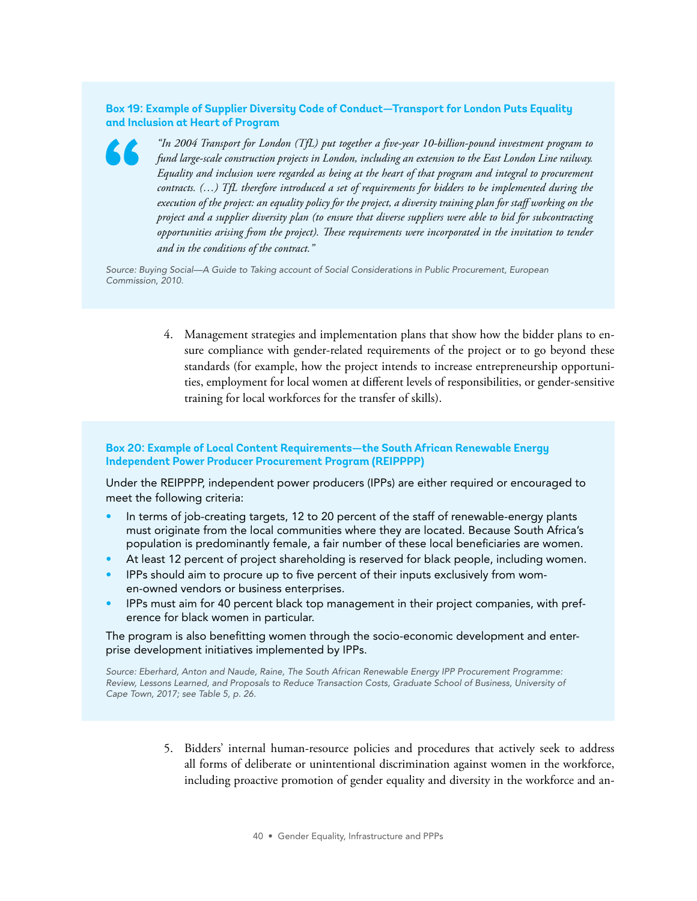**Box 19: Example of Supplier Diversity Code of Conduct—Transport for London Puts Equality and Inclusion at Heart of Program**

> *"In 2004 Transport for London (TfL) put together a five-year 10-billion-pound investment program to fund large-scale construction projects in London, including an extension to the East London Line railway. Equality and inclusion were regarded as being at the heart of that program and integral to procurement contracts. (…) TfL therefore introduced a set of requirements for bidders to be implemented during the execution of the project: an equality policy for the project, a diversity training plan for staff working on the project and a supplier diversity plan (to ensure that diverse suppliers were able to bid for subcontracting opportunities arising from the project). These requirements were incorporated in the invitation to tender and in the conditions of the contract."*

*Source: Buying Social—A Guide to Taking account of Social Considerations in Public Procurement, European Commission, 2010.*

4. Management strategies and implementation plans that show how the bidder plans to ensure compliance with gender-related requirements of the project or to go beyond these standards (for example, how the project intends to increase entrepreneurship opportunities, employment for local women at different levels of responsibilities, or gender-sensitive training for local workforces for the transfer of skills).

**Box 20: Example of Local Content Requirements—the South African Renewable Energy Independent Power Producer Procurement Program (REIPPPP)**

Under the REIPPPP, independent power producers (IPPs) are either required or encouraged to meet the following criteria:

- In terms of job-creating targets, 12 to 20 percent of the staff of renewable-energy plants must originate from the local communities where they are located. Because South Africa's population is predominantly female, a fair number of these local beneficiaries are women.
- At least 12 percent of project shareholding is reserved for black people, including women.
- IPPs should aim to procure up to five percent of their inputs exclusively from women-owned vendors or business enterprises.
- IPPs must aim for 40 percent black top management in their project companies, with preference for black women in particular.

The program is also benefitting women through the socio-economic development and enterprise development initiatives implemented by IPPs.

*Source: Eberhard, Anton and Naude, Raine, The South African Renewable Energy IPP Procurement Programme: Review, Lessons Learned, and Proposals to Reduce Transaction Costs, Graduate School of Business, University of Cape Town, 2017; see Table 5, p. 26.*

5. Bidders' internal human-resource policies and procedures that actively seek to address all forms of deliberate or unintentional discrimination against women in the workforce, including proactive promotion of gender equality and diversity in the workforce and an-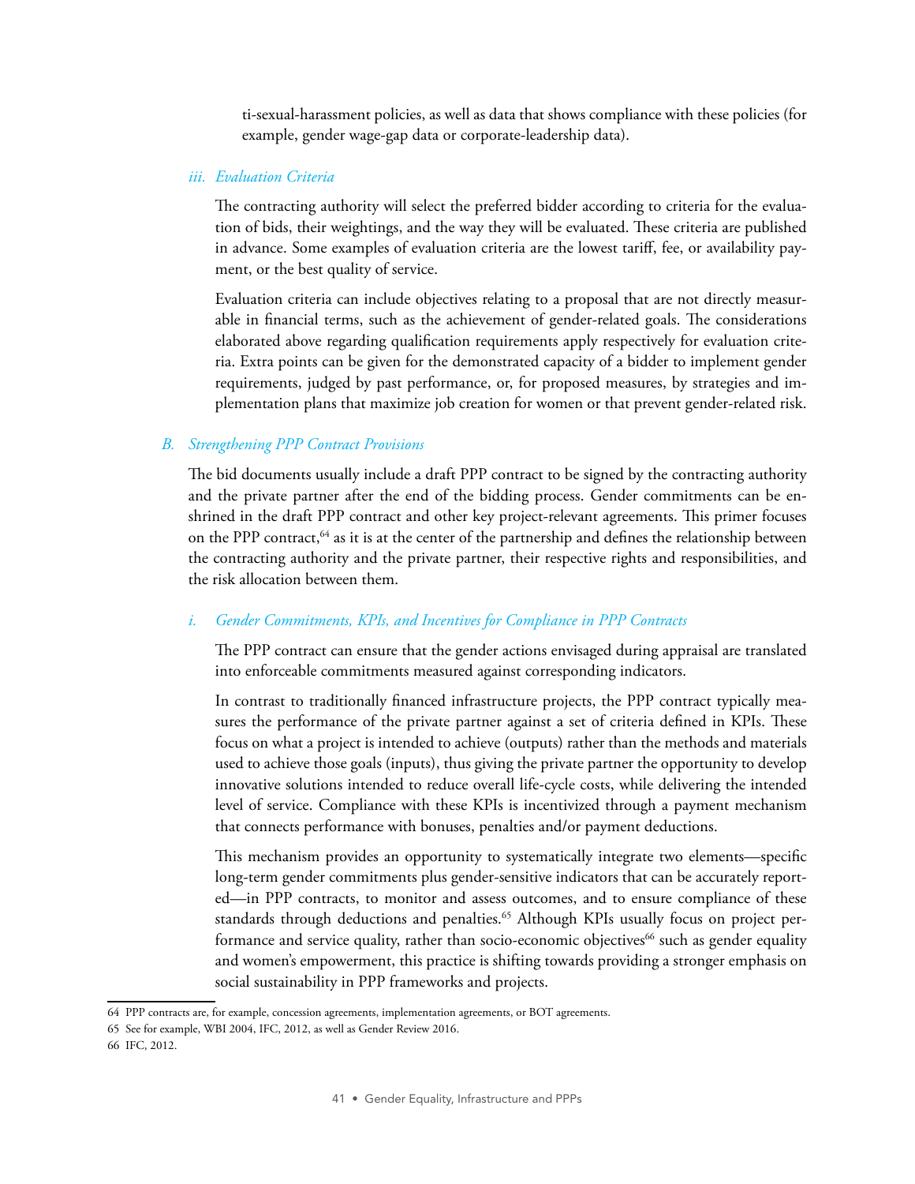ti-sexual-harassment policies, as well as data that shows compliance with these policies (for example, gender wage-gap data or corporate-leadership data).

#### *iii. Evaluation Criteria*

The contracting authority will select the preferred bidder according to criteria for the evaluation of bids, their weightings, and the way they will be evaluated. These criteria are published in advance. Some examples of evaluation criteria are the lowest tariff, fee, or availability payment, or the best quality of service.

Evaluation criteria can include objectives relating to a proposal that are not directly measurable in financial terms, such as the achievement of gender-related goals. The considerations elaborated above regarding qualification requirements apply respectively for evaluation criteria. Extra points can be given for the demonstrated capacity of a bidder to implement gender requirements, judged by past performance, or, for proposed measures, by strategies and implementation plans that maximize job creation for women or that prevent gender-related risk.

### *B. Strengthening PPP Contract Provisions*

The bid documents usually include a draft PPP contract to be signed by the contracting authority and the private partner after the end of the bidding process. Gender commitments can be enshrined in the draft PPP contract and other key project-relevant agreements. This primer focuses on the PPP contract,[64] as it is at the center of the partnership and defines the relationship between the contracting authority and the private partner, their respective rights and responsibilities, and the risk allocation between them.

#### *i. Gender Commitments, KPIs, and Incentives for Compliance in PPP Contracts*

The PPP contract can ensure that the gender actions envisaged during appraisal are translated into enforceable commitments measured against corresponding indicators.

In contrast to traditionally financed infrastructure projects, the PPP contract typically measures the performance of the private partner against a set of criteria defined in KPIs. These focus on what a project is intended to achieve (outputs) rather than the methods and materials used to achieve those goals (inputs), thus giving the private partner the opportunity to develop innovative solutions intended to reduce overall life-cycle costs, while delivering the intended level of service. Compliance with these KPIs is incentivized through a payment mechanism that connects performance with bonuses, penalties and/or payment deductions.

This mechanism provides an opportunity to systematically integrate two elements—specific long-term gender commitments plus gender-sensitive indicators that can be accurately reported—in PPP contracts, to monitor and assess outcomes, and to ensure compliance of these standards through deductions and penalties.[65] Although KPIs usually focus on project performance and service quality, rather than socio-economic objectives[66] such as gender equality and women's empowerment, this practice is shifting towards providing a stronger emphasis on social sustainability in PPP frameworks and projects.

---

64 PPP contracts are, for example, concession agreements, implementation agreements, or BOT agreements.

65 See for example, WBI 2004, IFC, 2012, as well as Gender Review 2016.

66 IFC, 2012.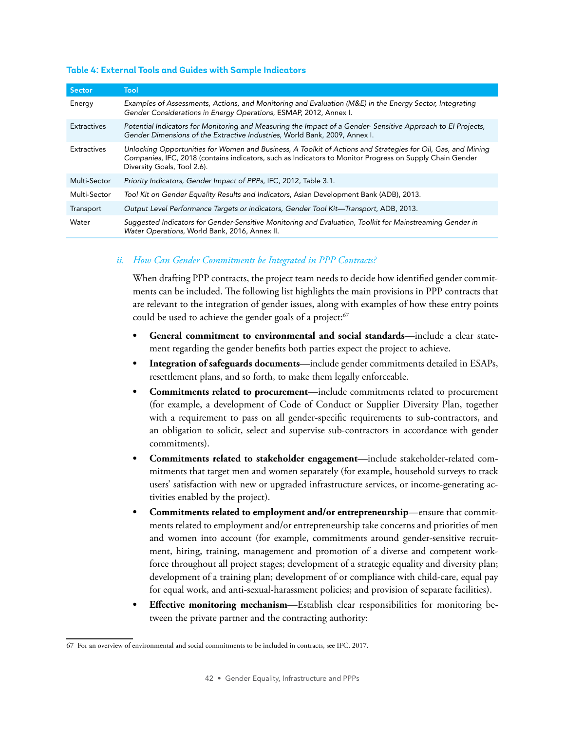**Table 4: External Tools and Guides with Sample Indicators**

| Sector | Tool |
|---|---|
| Energy | *Examples of Assessments, Actions, and Monitoring and Evaluation (M&E) in the Energy Sector, Integrating Gender Considerations in Energy Operations*, ESMAP, 2012, Annex I. |
| Extractives | *Potential Indicators for Monitoring and Measuring the Impact of a Gender- Sensitive Approach to EI Projects, Gender Dimensions of the Extractive Industries*, World Bank, 2009, Annex I. |
| Extractives | *Unlocking Opportunities for Women and Business, A Toolkit of Actions and Strategies for Oil, Gas, and Mining Companies*, IFC, 2018 (contains indicators, such as Indicators to Monitor Progress on Supply Chain Gender Diversity Goals, Tool 2.6). |
| Multi-Sector | *Priority Indicators, Gender Impact of PPPs*, IFC, 2012, Table 3.1. |
| Multi-Sector | *Tool Kit on Gender Equality Results and Indicators*, Asian Development Bank (ADB), 2013. |
| Transport | *Output Level Performance Targets or indicators, Gender Tool Kit—Transport*, ADB, 2013. |
| Water | *Suggested Indicators for Gender-Sensitive Monitoring and Evaluation, Toolkit for Mainstreaming Gender in Water Operations*, World Bank, 2016, Annex II. |

### *ii. How Can Gender Commitments be Integrated in PPP Contracts?*

When drafting PPP contracts, the project team needs to decide how identified gender commitments can be included. The following list highlights the main provisions in PPP contracts that are relevant to the integration of gender issues, along with examples of how these entry points could be used to achieve the gender goals of a project:[67]

- **General commitment to environmental and social standards**—include a clear statement regarding the gender benefits both parties expect the project to achieve.
- **Integration of safeguards documents**—include gender commitments detailed in ESAPs, resettlement plans, and so forth, to make them legally enforceable.
- **Commitments related to procurement**—include commitments related to procurement (for example, a development of Code of Conduct or Supplier Diversity Plan, together with a requirement to pass on all gender-specific requirements to sub-contractors, and an obligation to solicit, select and supervise sub-contractors in accordance with gender commitments).
- **Commitments related to stakeholder engagement**—include stakeholder-related commitments that target men and women separately (for example, household surveys to track users' satisfaction with new or upgraded infrastructure services, or income-generating activities enabled by the project).
- **Commitments related to employment and/or entrepreneurship**—ensure that commitments related to employment and/or entrepreneurship take concerns and priorities of men and women into account (for example, commitments around gender-sensitive recruitment, hiring, training, management and promotion of a diverse and competent workforce throughout all project stages; development of a strategic equality and diversity plan; development of a training plan; development of or compliance with child-care, equal pay for equal work, and anti-sexual-harassment policies; and provision of separate facilities).
- **Effective monitoring mechanism**—Establish clear responsibilities for monitoring between the private partner and the contracting authority:

67 For an overview of environmental and social commitments to be included in contracts, see IFC, 2017.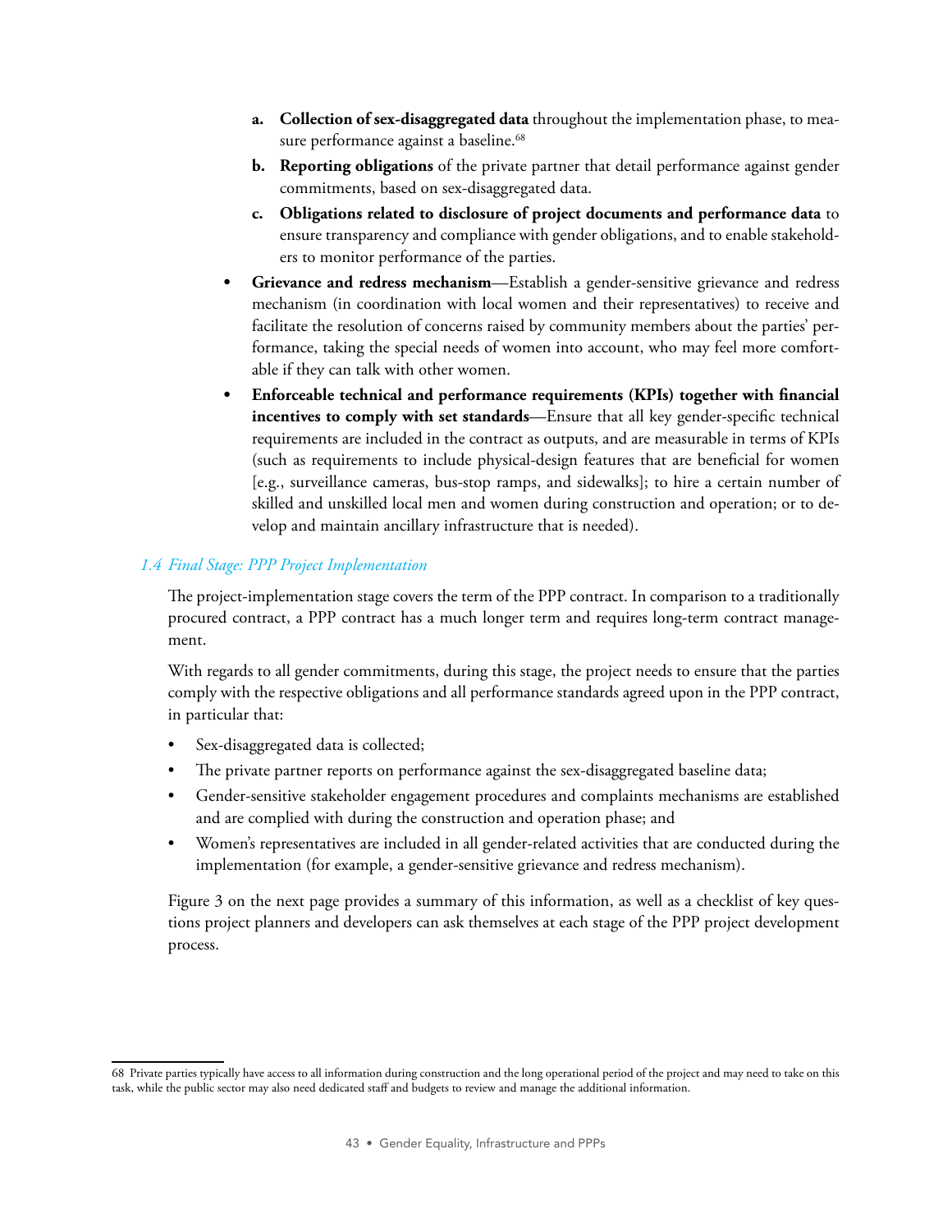a. **Collection of sex-disaggregated data** throughout the implementation phase, to measure performance against a baseline.[68]

b. **Reporting obligations** of the private partner that detail performance against gender commitments, based on sex-disaggregated data.

c. **Obligations related to disclosure of project documents and performance data** to ensure transparency and compliance with gender obligations, and to enable stakeholders to monitor performance of the parties.

- **Grievance and redress mechanism**—Establish a gender-sensitive grievance and redress mechanism (in coordination with local women and their representatives) to receive and facilitate the resolution of concerns raised by community members about the parties' performance, taking the special needs of women into account, who may feel more comfortable if they can talk with other women.
- **Enforceable technical and performance requirements (KPIs) together with financial incentives to comply with set standards**—Ensure that all key gender-specific technical requirements are included in the contract as outputs, and are measurable in terms of KPIs (such as requirements to include physical-design features that are beneficial for women [e.g., surveillance cameras, bus-stop ramps, and sidewalks]; to hire a certain number of skilled and unskilled local men and women during construction and operation; or to develop and maintain ancillary infrastructure that is needed).

### *1.4 Final Stage: PPP Project Implementation*

The project-implementation stage covers the term of the PPP contract. In comparison to a traditionally procured contract, a PPP contract has a much longer term and requires long-term contract management.

With regards to all gender commitments, during this stage, the project needs to ensure that the parties comply with the respective obligations and all performance standards agreed upon in the PPP contract, in particular that:

- Sex-disaggregated data is collected;
- The private partner reports on performance against the sex-disaggregated baseline data;
- Gender-sensitive stakeholder engagement procedures and complaints mechanisms are established and are complied with during the construction and operation phase; and
- Women's representatives are included in all gender-related activities that are conducted during the implementation (for example, a gender-sensitive grievance and redress mechanism).

Figure 3 on the next page provides a summary of this information, as well as a checklist of key questions project planners and developers can ask themselves at each stage of the PPP project development process.

---

68 Private parties typically have access to all information during construction and the long operational period of the project and may need to take on this task, while the public sector may also need dedicated staff and budgets to review and manage the additional information.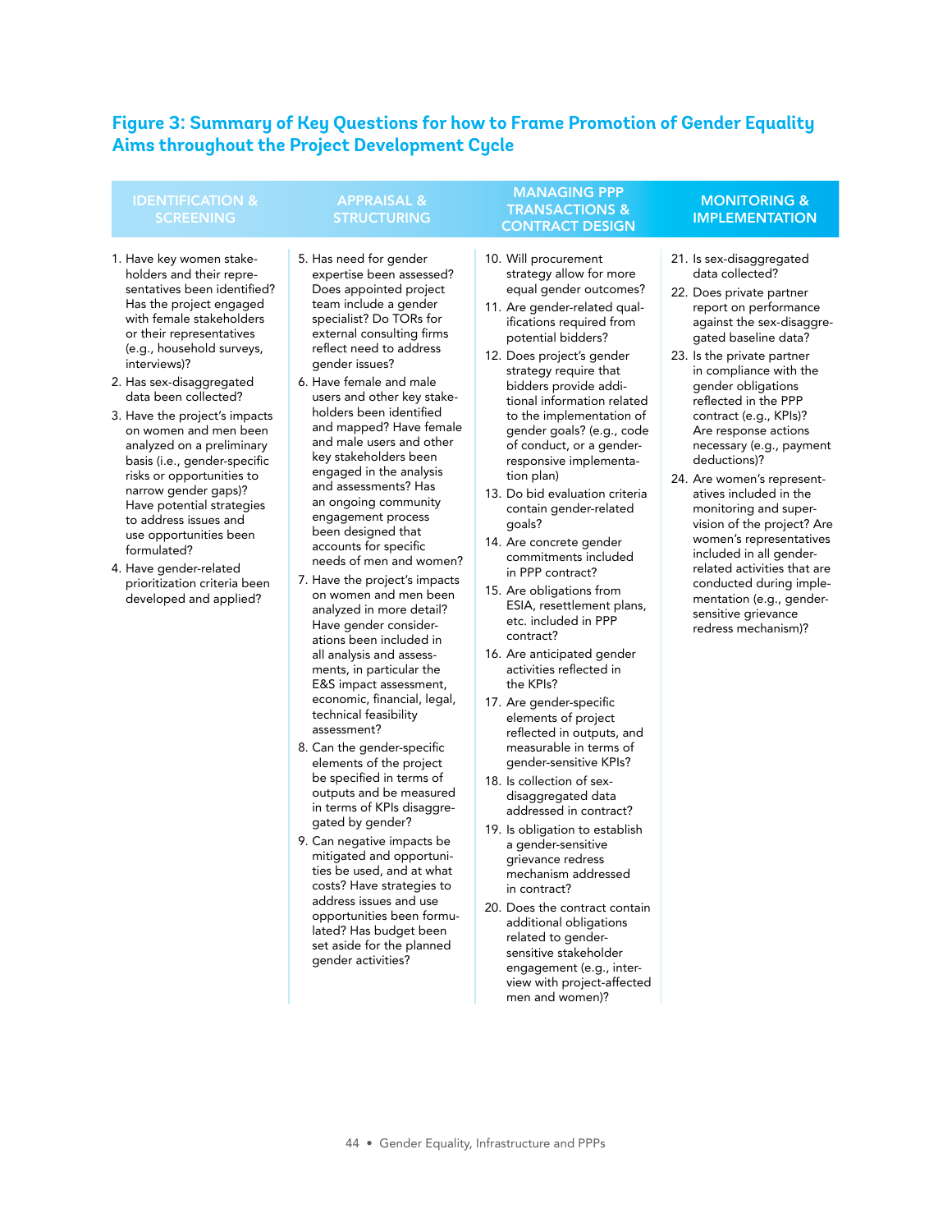## Figure 3: Summary of Key Questions for how to Frame Promotion of Gender Equality Aims throughout the Project Development Cycle

### IDENTIFICATION & SCREENING

1. Have key women stakeholders and their representatives been identified? Has the project engaged with female stakeholders or their representatives (e.g., household surveys, interviews)?
2. Has sex-disaggregated data been collected?
3. Have the project's impacts on women and men been analyzed on a preliminary basis (i.e., gender-specific risks or opportunities to narrow gender gaps)? Have potential strategies to address issues and use opportunities been formulated?
4. Have gender-related prioritization criteria been developed and applied?

### APPRAISAL & STRUCTURING

5. Has need for gender expertise been assessed? Does appointed project team include a gender specialist? Do TORs for external consulting firms reflect need to address gender issues?
6. Have female and male users and other key stakeholders been identified and mapped? Have female and male users and other key stakeholders been engaged in the analysis and assessments? Has an ongoing community engagement process been designed that accounts for specific needs of men and women?
7. Have the project's impacts on women and men been analyzed in more detail? Have gender considerations been included in all analysis and assessments, in particular the E&S impact assessment, economic, financial, legal, technical feasibility assessment?
8. Can the gender-specific elements of the project be specified in terms of outputs and be measured in terms of KPIs disaggregated by gender?
9. Can negative impacts be mitigated and opportunities be used, and at what costs? Have strategies to address issues and use opportunities been formulated? Has budget been set aside for the planned gender activities?

### MANAGING PPP TRANSACTIONS & CONTRACT DESIGN

10. Will procurement strategy allow for more equal gender outcomes?
11. Are gender-related qualifications required from potential bidders?
12. Does project's gender strategy require that bidders provide additional information related to the implementation of gender goals? (e.g., code of conduct, or a gender-responsive implementation plan)
13. Do bid evaluation criteria contain gender-related goals?
14. Are concrete gender commitments included in PPP contract?
15. Are obligations from ESIA, resettlement plans, etc. included in PPP contract?
16. Are anticipated gender activities reflected in the KPIs?
17. Are gender-specific elements of project reflected in outputs, and measurable in terms of gender-sensitive KPIs?
18. Is collection of sex-disaggregated data addressed in contract?
19. Is obligation to establish a gender-sensitive grievance redress mechanism addressed in contract?
20. Does the contract contain additional obligations related to gender-sensitive stakeholder engagement (e.g., interview with project-affected men and women)?

### MONITORING & IMPLEMENTATION

21. Is sex-disaggregated data collected?
22. Does private partner report on performance against the sex-disaggregated baseline data?
23. Is the private partner in compliance with the gender obligations reflected in the PPP contract (e.g., KPIs)? Are response actions necessary (e.g., payment deductions)?
24. Are women's representatives included in the monitoring and supervision of the project? Are women's representatives included in all gender-related activities that are conducted during implementation (e.g., gender-sensitive grievance redress mechanism)?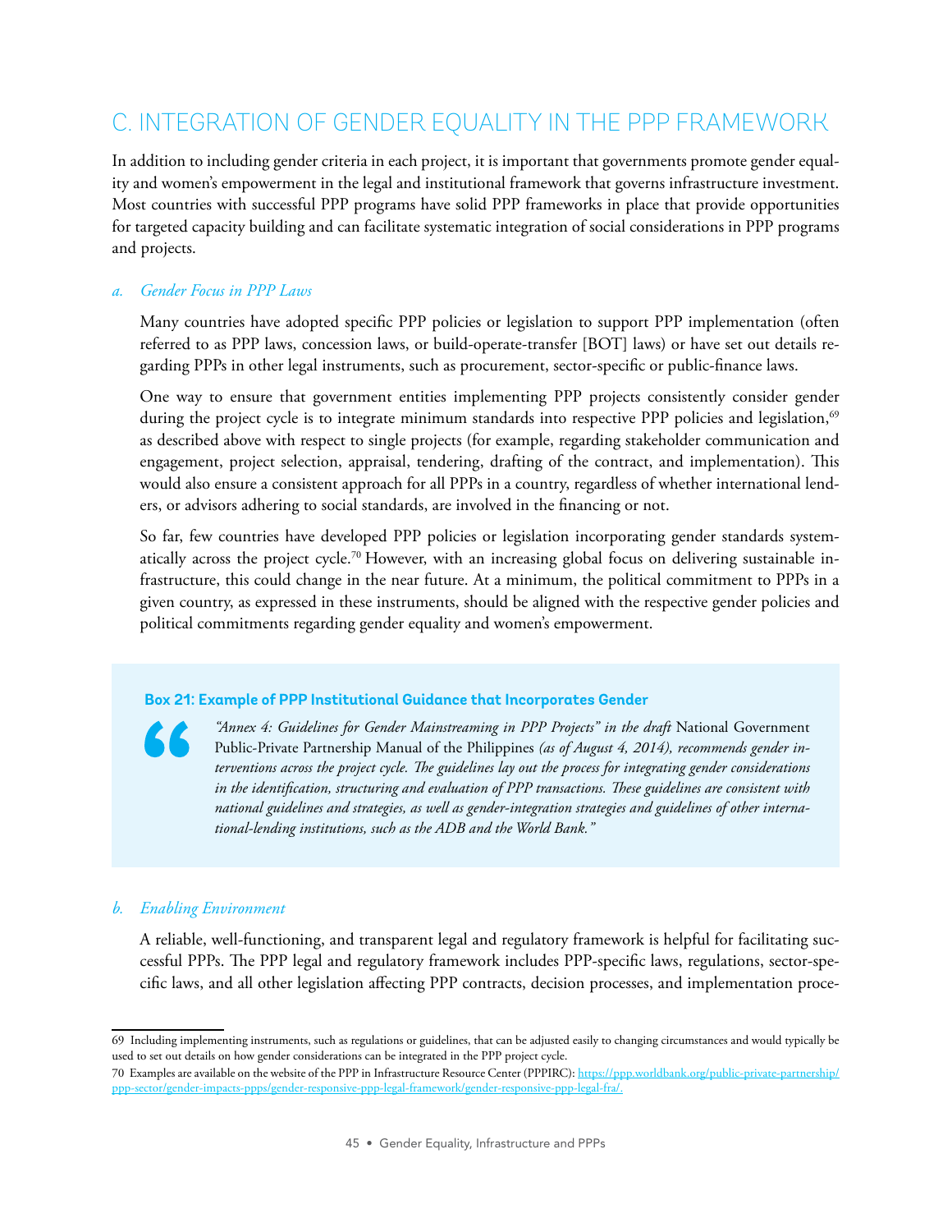## C. INTEGRATION OF GENDER EQUALITY IN THE PPP FRAMEWORK

In addition to including gender criteria in each project, it is important that governments promote gender equality and women's empowerment in the legal and institutional framework that governs infrastructure investment. Most countries with successful PPP programs have solid PPP frameworks in place that provide opportunities for targeted capacity building and can facilitate systematic integration of social considerations in PPP programs and projects.

### *a. Gender Focus in PPP Laws*

Many countries have adopted specific PPP policies or legislation to support PPP implementation (often referred to as PPP laws, concession laws, or build-operate-transfer [BOT] laws) or have set out details regarding PPPs in other legal instruments, such as procurement, sector-specific or public-finance laws.

One way to ensure that government entities implementing PPP projects consistently consider gender during the project cycle is to integrate minimum standards into respective PPP policies and legislation,[69] as described above with respect to single projects (for example, regarding stakeholder communication and engagement, project selection, appraisal, tendering, drafting of the contract, and implementation). This would also ensure a consistent approach for all PPPs in a country, regardless of whether international lenders, or advisors adhering to social standards, are involved in the financing or not.

So far, few countries have developed PPP policies or legislation incorporating gender standards systematically across the project cycle.[70] However, with an increasing global focus on delivering sustainable infrastructure, this could change in the near future. At a minimum, the political commitment to PPPs in a given country, as expressed in these instruments, should be aligned with the respective gender policies and political commitments regarding gender equality and women's empowerment.

> **Box 21: Example of PPP Institutional Guidance that Incorporates Gender**
>
> *"Annex 4: Guidelines for Gender Mainstreaming in PPP Projects" in the draft* National Government Public-Private Partnership Manual of the Philippines *(as of August 4, 2014), recommends gender interventions across the project cycle. The guidelines lay out the process for integrating gender considerations in the identification, structuring and evaluation of PPP transactions. These guidelines are consistent with national guidelines and strategies, as well as gender-integration strategies and guidelines of other international-lending institutions, such as the ADB and the World Bank."*

### *b. Enabling Environment*

A reliable, well-functioning, and transparent legal and regulatory framework is helpful for facilitating successful PPPs. The PPP legal and regulatory framework includes PPP-specific laws, regulations, sector-specific laws, and all other legislation affecting PPP contracts, decision processes, and implementation proce-

---

69 Including implementing instruments, such as regulations or guidelines, that can be adjusted easily to changing circumstances and would typically be used to set out details on how gender considerations can be integrated in the PPP project cycle.

70 Examples are available on the website of the PPP in Infrastructure Resource Center (PPPIRC): https://ppp.worldbank.org/public-private-partnership/ppp-sector/gender-impacts-ppps/gender-responsive-ppp-legal-framework/gender-responsive-ppp-legal-fra/.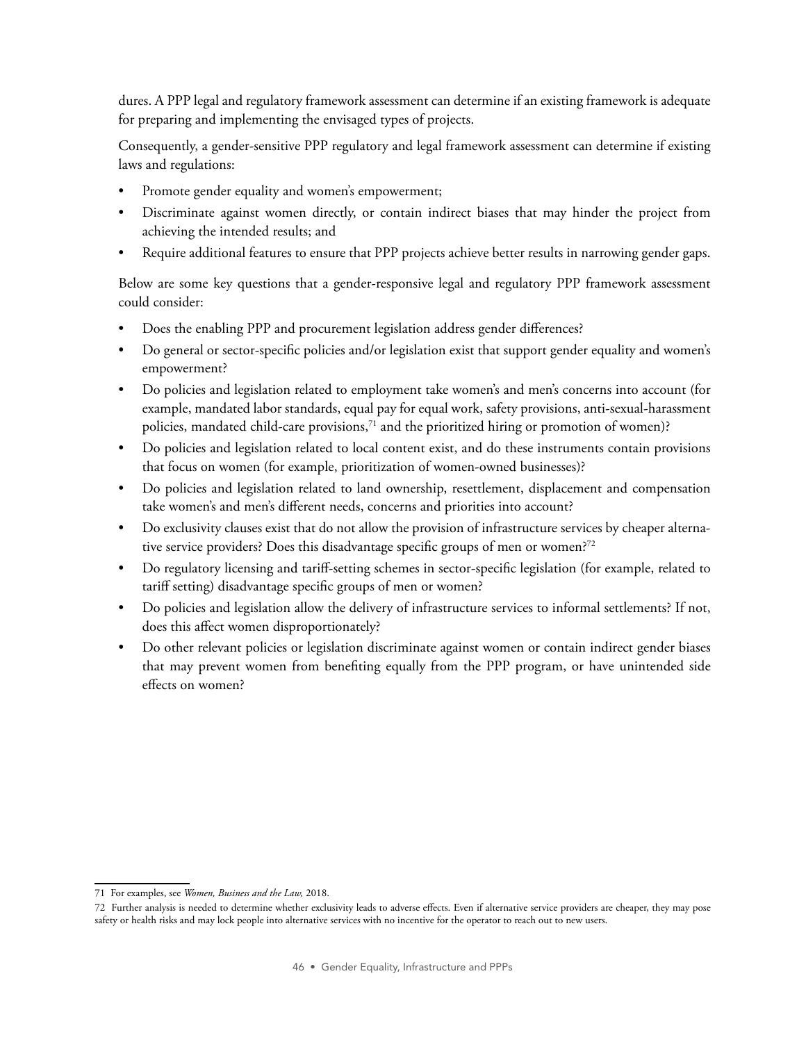dures. A PPP legal and regulatory framework assessment can determine if an existing framework is adequate for preparing and implementing the envisaged types of projects.

Consequently, a gender-sensitive PPP regulatory and legal framework assessment can determine if existing laws and regulations:

- Promote gender equality and women's empowerment;
- Discriminate against women directly, or contain indirect biases that may hinder the project from achieving the intended results; and
- Require additional features to ensure that PPP projects achieve better results in narrowing gender gaps.

Below are some key questions that a gender-responsive legal and regulatory PPP framework assessment could consider:

- Does the enabling PPP and procurement legislation address gender differences?
- Do general or sector-specific policies and/or legislation exist that support gender equality and women's empowerment?
- Do policies and legislation related to employment take women's and men's concerns into account (for example, mandated labor standards, equal pay for equal work, safety provisions, anti-sexual-harassment policies, mandated child-care provisions,[71] and the prioritized hiring or promotion of women)?
- Do policies and legislation related to local content exist, and do these instruments contain provisions that focus on women (for example, prioritization of women-owned businesses)?
- Do policies and legislation related to land ownership, resettlement, displacement and compensation take women's and men's different needs, concerns and priorities into account?
- Do exclusivity clauses exist that do not allow the provision of infrastructure services by cheaper alternative service providers? Does this disadvantage specific groups of men or women?[72]
- Do regulatory licensing and tariff-setting schemes in sector-specific legislation (for example, related to tariff setting) disadvantage specific groups of men or women?
- Do policies and legislation allow the delivery of infrastructure services to informal settlements? If not, does this affect women disproportionately?
- Do other relevant policies or legislation discriminate against women or contain indirect gender biases that may prevent women from benefiting equally from the PPP program, or have unintended side effects on women?

---

71 For examples, see *Women, Business and the Law,* 2018.

72 Further analysis is needed to determine whether exclusivity leads to adverse effects. Even if alternative service providers are cheaper, they may pose safety or health risks and may lock people into alternative services with no incentive for the operator to reach out to new users.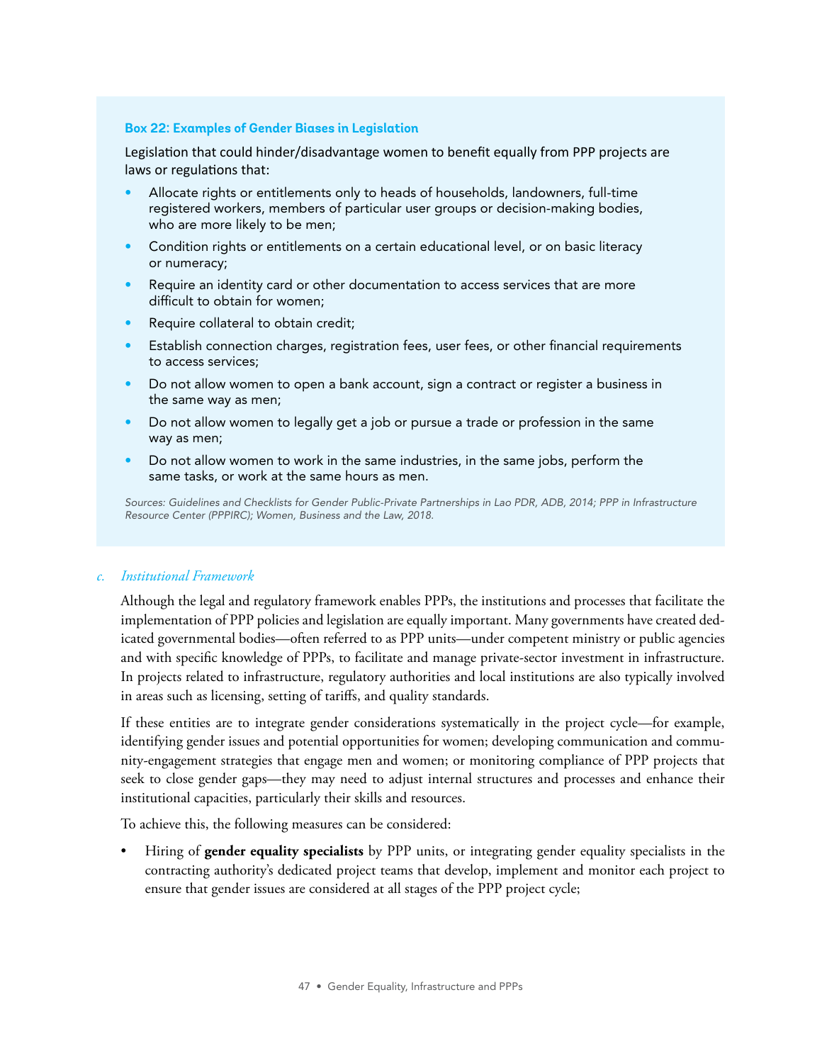**Box 22: Examples of Gender Biases in Legislation**

Legislation that could hinder/disadvantage women to benefit equally from PPP projects are laws or regulations that:

- Allocate rights or entitlements only to heads of households, landowners, full-time registered workers, members of particular user groups or decision-making bodies, who are more likely to be men;
- Condition rights or entitlements on a certain educational level, or on basic literacy or numeracy;
- Require an identity card or other documentation to access services that are more difficult to obtain for women;
- Require collateral to obtain credit;
- Establish connection charges, registration fees, user fees, or other financial requirements to access services;
- Do not allow women to open a bank account, sign a contract or register a business in the same way as men;
- Do not allow women to legally get a job or pursue a trade or profession in the same way as men;
- Do not allow women to work in the same industries, in the same jobs, perform the same tasks, or work at the same hours as men.

*Sources: Guidelines and Checklists for Gender Public-Private Partnerships in Lao PDR, ADB, 2014; PPP in Infrastructure Resource Center (PPPIRC); Women, Business and the Law, 2018.*

### c. *Institutional Framework*

Although the legal and regulatory framework enables PPPs, the institutions and processes that facilitate the implementation of PPP policies and legislation are equally important. Many governments have created dedicated governmental bodies—often referred to as PPP units—under competent ministry or public agencies and with specific knowledge of PPPs, to facilitate and manage private-sector investment in infrastructure. In projects related to infrastructure, regulatory authorities and local institutions are also typically involved in areas such as licensing, setting of tariffs, and quality standards.

If these entities are to integrate gender considerations systematically in the project cycle—for example, identifying gender issues and potential opportunities for women; developing communication and community-engagement strategies that engage men and women; or monitoring compliance of PPP projects that seek to close gender gaps—they may need to adjust internal structures and processes and enhance their institutional capacities, particularly their skills and resources.

To achieve this, the following measures can be considered:

- Hiring of **gender equality specialists** by PPP units, or integrating gender equality specialists in the contracting authority's dedicated project teams that develop, implement and monitor each project to ensure that gender issues are considered at all stages of the PPP project cycle;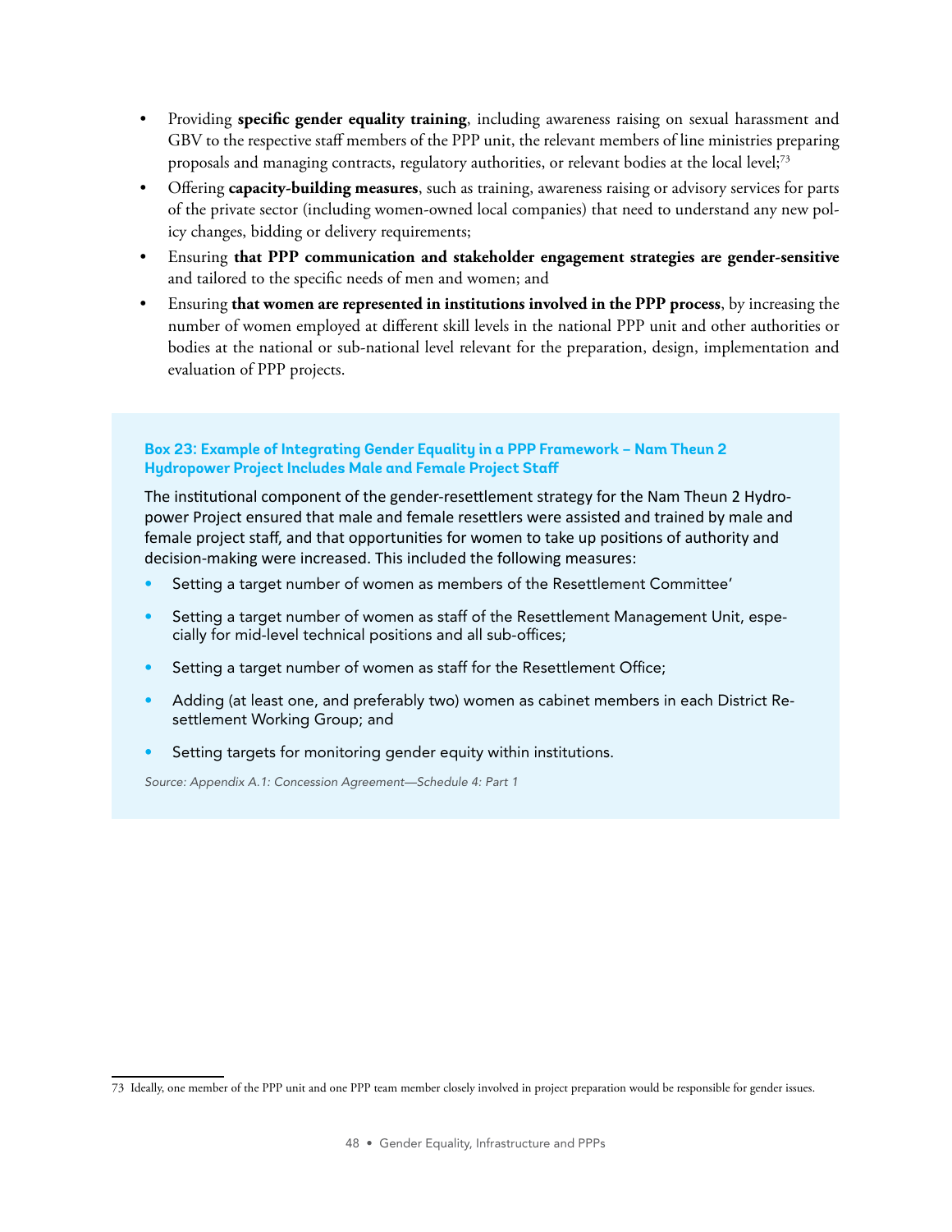- Providing **specific gender equality training**, including awareness raising on sexual harassment and GBV to the respective staff members of the PPP unit, the relevant members of line ministries preparing proposals and managing contracts, regulatory authorities, or relevant bodies at the local level;[73]
- Offering **capacity-building measures**, such as training, awareness raising or advisory services for parts of the private sector (including women-owned local companies) that need to understand any new policy changes, bidding or delivery requirements;
- Ensuring **that PPP communication and stakeholder engagement strategies are gender-sensitive** and tailored to the specific needs of men and women; and
- Ensuring **that women are represented in institutions involved in the PPP process**, by increasing the number of women employed at different skill levels in the national PPP unit and other authorities or bodies at the national or sub-national level relevant for the preparation, design, implementation and evaluation of PPP projects.

**Box 23: Example of Integrating Gender Equality in a PPP Framework – Nam Theun 2 Hydropower Project Includes Male and Female Project Staff**

The institutional component of the gender-resettlement strategy for the Nam Theun 2 Hydropower Project ensured that male and female resettlers were assisted and trained by male and female project staff, and that opportunities for women to take up positions of authority and decision-making were increased. This included the following measures:

- Setting a target number of women as members of the Resettlement Committee'
- Setting a target number of women as staff of the Resettlement Management Unit, especially for mid-level technical positions and all sub-offices;
- Setting a target number of women as staff for the Resettlement Office;
- Adding (at least one, and preferably two) women as cabinet members in each District Resettlement Working Group; and
- Setting targets for monitoring gender equity within institutions.

*Source: Appendix A.1: Concession Agreement—Schedule 4: Part 1*

---

73 Ideally, one member of the PPP unit and one PPP team member closely involved in project preparation would be responsible for gender issues.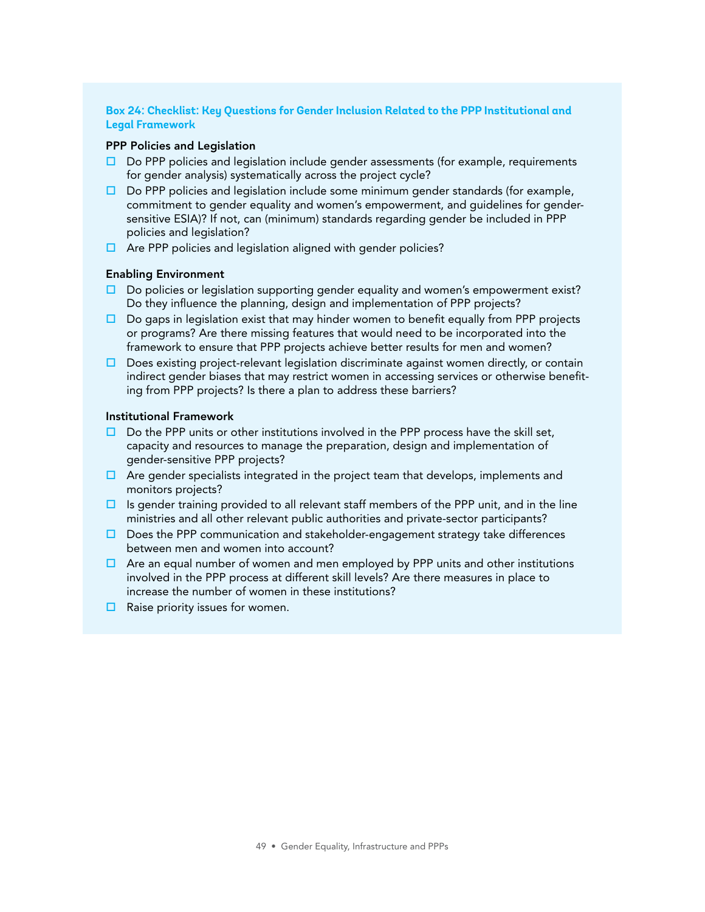### Box 24: Checklist: Key Questions for Gender Inclusion Related to the PPP Institutional and Legal Framework

**PPP Policies and Legislation**

- ☐ Do PPP policies and legislation include gender assessments (for example, requirements for gender analysis) systematically across the project cycle?
- ☐ Do PPP policies and legislation include some minimum gender standards (for example, commitment to gender equality and women's empowerment, and guidelines for gender-sensitive ESIA)? If not, can (minimum) standards regarding gender be included in PPP policies and legislation?
- ☐ Are PPP policies and legislation aligned with gender policies?

**Enabling Environment**

- ☐ Do policies or legislation supporting gender equality and women's empowerment exist? Do they influence the planning, design and implementation of PPP projects?
- ☐ Do gaps in legislation exist that may hinder women to benefit equally from PPP projects or programs? Are there missing features that would need to be incorporated into the framework to ensure that PPP projects achieve better results for men and women?
- ☐ Does existing project-relevant legislation discriminate against women directly, or contain indirect gender biases that may restrict women in accessing services or otherwise benefiting from PPP projects? Is there a plan to address these barriers?

**Institutional Framework**

- ☐ Do the PPP units or other institutions involved in the PPP process have the skill set, capacity and resources to manage the preparation, design and implementation of gender-sensitive PPP projects?
- ☐ Are gender specialists integrated in the project team that develops, implements and monitors projects?
- ☐ Is gender training provided to all relevant staff members of the PPP unit, and in the line ministries and all other relevant public authorities and private-sector participants?
- ☐ Does the PPP communication and stakeholder-engagement strategy take differences between men and women into account?
- ☐ Are an equal number of women and men employed by PPP units and other institutions involved in the PPP process at different skill levels? Are there measures in place to increase the number of women in these institutions?
- ☐ Raise priority issues for women.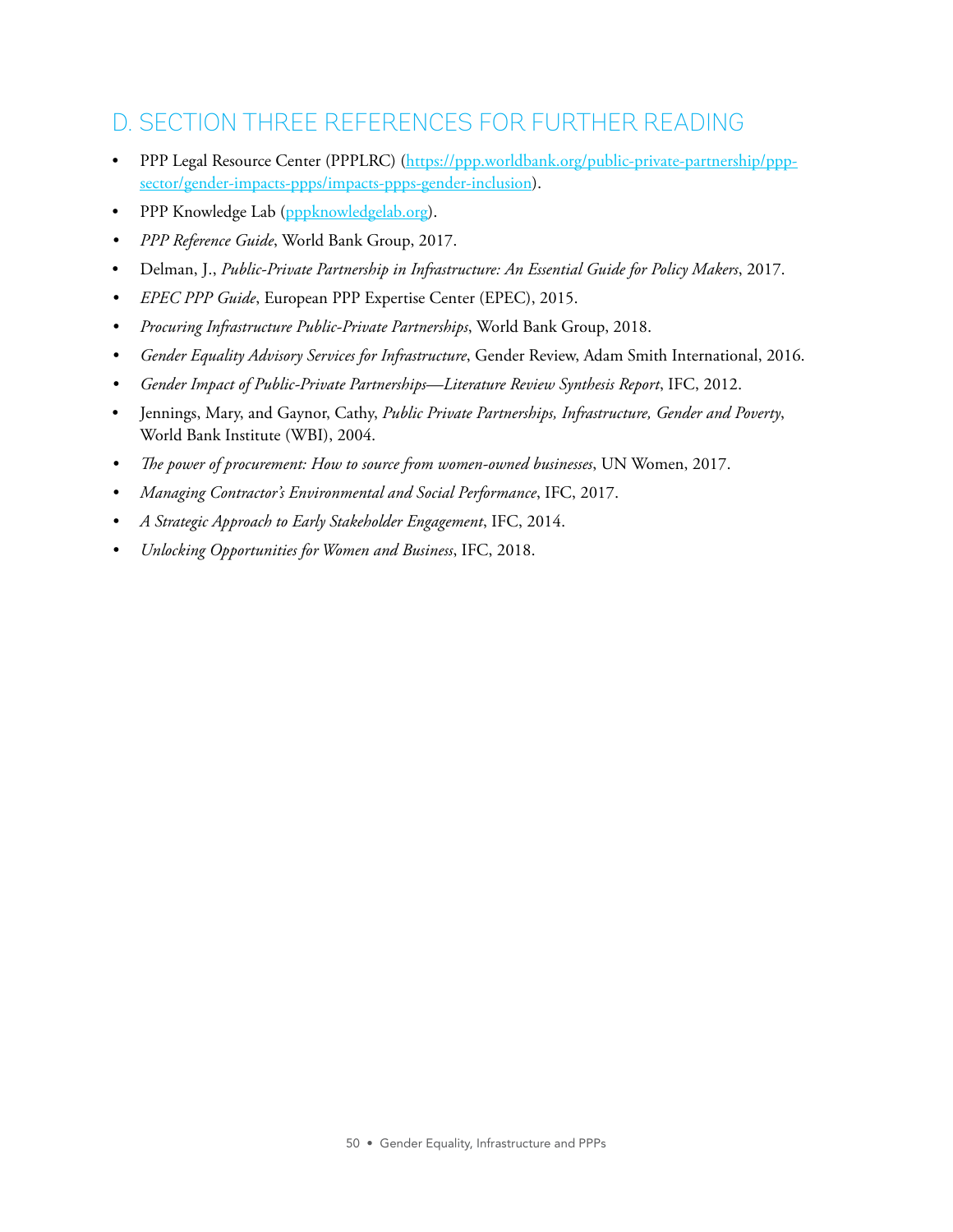## D. SECTION THREE REFERENCES FOR FURTHER READING

- PPP Legal Resource Center (PPPLRC) ([https://ppp.worldbank.org/public-private-partnership/ppp-sector/gender-impacts-ppps/impacts-ppps-gender-inclusion](https://ppp.worldbank.org/public-private-partnership/ppp-sector/gender-impacts-ppps/impacts-ppps-gender-inclusion)).
- PPP Knowledge Lab ([pppknowledgelab.org](pppknowledgelab.org)).
- *PPP Reference Guide*, World Bank Group, 2017.
- Delman, J., *Public-Private Partnership in Infrastructure: An Essential Guide for Policy Makers*, 2017.
- *EPEC PPP Guide*, European PPP Expertise Center (EPEC), 2015.
- *Procuring Infrastructure Public-Private Partnerships*, World Bank Group, 2018.
- *Gender Equality Advisory Services for Infrastructure*, Gender Review, Adam Smith International, 2016.
- *Gender Impact of Public-Private Partnerships—Literature Review Synthesis Report*, IFC, 2012.
- Jennings, Mary, and Gaynor, Cathy, *Public Private Partnerships, Infrastructure, Gender and Poverty*, World Bank Institute (WBI), 2004.
- *The power of procurement: How to source from women-owned businesses*, UN Women, 2017.
- *Managing Contractor's Environmental and Social Performance*, IFC, 2017.
- *A Strategic Approach to Early Stakeholder Engagement*, IFC, 2014.
- *Unlocking Opportunities for Women and Business*, IFC, 2018.